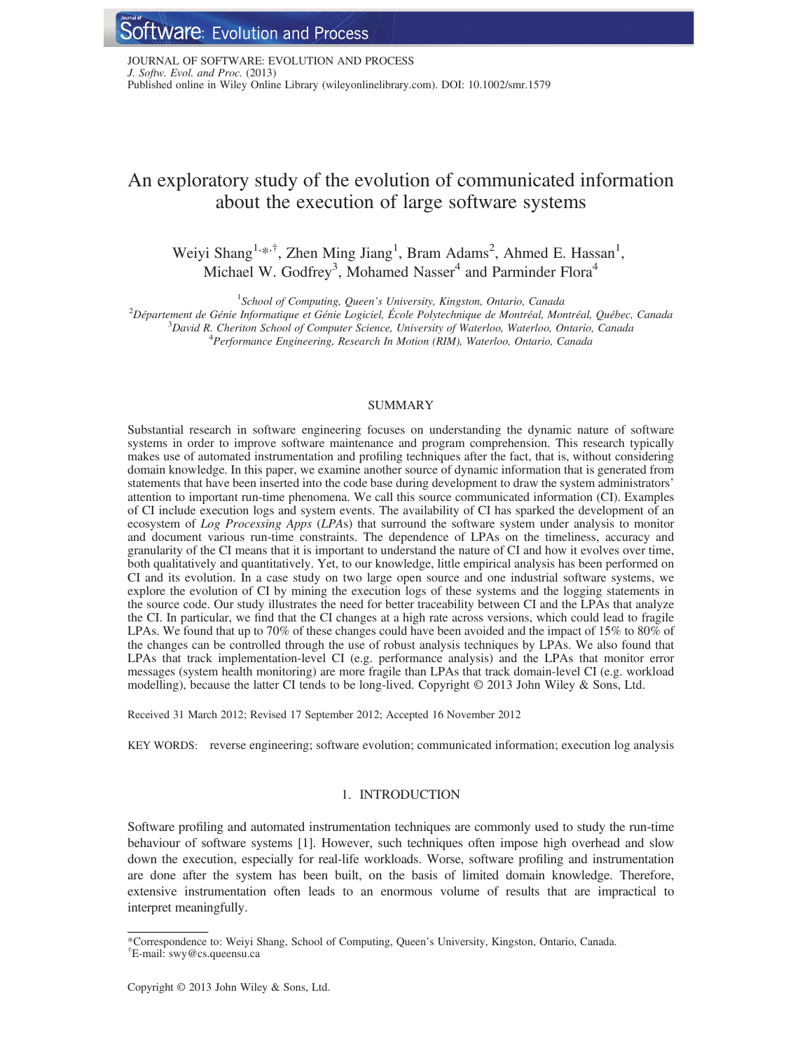JOURNAL OF SOFTWARE: EVOLUTION AND PROCESS
*J. Softw. Evol. and Proc.* (2013)
Published online in Wiley Online Library (wileyonlinelibrary.com). DOI: 10.1002/smr.1579

# An exploratory study of the evolution of communicated information about the execution of large software systems

Weiyi Shang[1,*,†], Zhen Ming Jiang[1], Bram Adams[2], Ahmed E. Hassan[1], Michael W. Godfrey[3], Mohamed Nasser[4] and Parminder Flora[4]

[1]*School of Computing, Queen's University, Kingston, Ontario, Canada*
[2]*Département de Génie Informatique et Génie Logiciel, École Polytechnique de Montréal, Montréal, Québec, Canada*
[3]*David R. Cheriton School of Computer Science, University of Waterloo, Waterloo, Ontario, Canada*
[4]*Performance Engineering, Research In Motion (RIM), Waterloo, Ontario, Canada*

## SUMMARY

Substantial research in software engineering focuses on understanding the dynamic nature of software systems in order to improve software maintenance and program comprehension. This research typically makes use of automated instrumentation and profiling techniques after the fact, that is, without considering domain knowledge. In this paper, we examine another source of dynamic information that is generated from statements that have been inserted into the code base during development to draw the system administrators' attention to important run-time phenomena. We call this source communicated information (CI). Examples of CI include execution logs and system events. The availability of CI has sparked the development of an ecosystem of *Log Processing Apps* (*LPA*s) that surround the software system under analysis to monitor and document various run-time constraints. The dependence of LPAs on the timeliness, accuracy and granularity of the CI means that it is important to understand the nature of CI and how it evolves over time, both qualitatively and quantitatively. Yet, to our knowledge, little empirical analysis has been performed on CI and its evolution. In a case study on two large open source and one industrial software systems, we explore the evolution of CI by mining the execution logs of these systems and the logging statements in the source code. Our study illustrates the need for better traceability between CI and the LPAs that analyze the CI. In particular, we find that the CI changes at a high rate across versions, which could lead to fragile LPAs. We found that up to 70% of these changes could have been avoided and the impact of 15% to 80% of the changes can be controlled through the use of robust analysis techniques by LPAs. We also found that LPAs that track implementation-level CI (e.g. performance analysis) and the LPAs that monitor error messages (system health monitoring) are more fragile than LPAs that track domain-level CI (e.g. workload modelling), because the latter CI tends to be long-lived. Copyright © 2013 John Wiley & Sons, Ltd.

Received 31 March 2012; Revised 17 September 2012; Accepted 16 November 2012

KEY WORDS: reverse engineering; software evolution; communicated information; execution log analysis

## 1. INTRODUCTION

Software profiling and automated instrumentation techniques are commonly used to study the run-time behaviour of software systems [1]. However, such techniques often impose high overhead and slow down the execution, especially for real-life workloads. Worse, software profiling and instrumentation are done after the system has been built, on the basis of limited domain knowledge. Therefore, extensive instrumentation often leads to an enormous volume of results that are impractical to interpret meaningfully.

*Correspondence to: Weiyi Shang, School of Computing, Queen's University, Kingston, Ontario, Canada.
†E-mail: swy@cs.queensu.ca

Copyright © 2013 John Wiley & Sons, Ltd.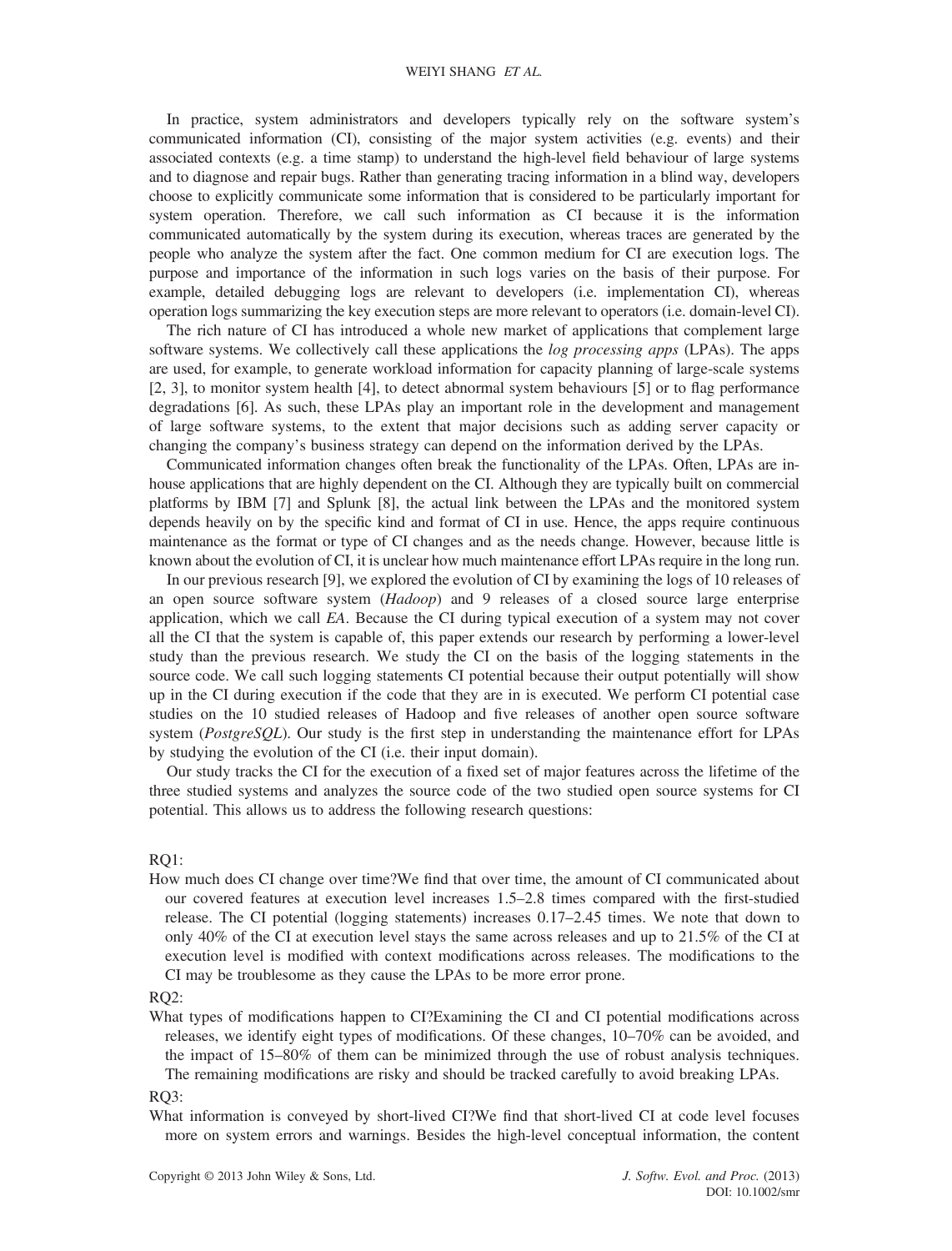In practice, system administrators and developers typically rely on the software system's communicated information (CI), consisting of the major system activities (e.g. events) and their associated contexts (e.g. a time stamp) to understand the high-level field behaviour of large systems and to diagnose and repair bugs. Rather than generating tracing information in a blind way, developers choose to explicitly communicate some information that is considered to be particularly important for system operation. Therefore, we call such information as CI because it is the information communicated automatically by the system during its execution, whereas traces are generated by the people who analyze the system after the fact. One common medium for CI are execution logs. The purpose and importance of the information in such logs varies on the basis of their purpose. For example, detailed debugging logs are relevant to developers (i.e. implementation CI), whereas operation logs summarizing the key execution steps are more relevant to operators (i.e. domain-level CI).

The rich nature of CI has introduced a whole new market of applications that complement large software systems. We collectively call these applications the *log processing apps* (LPAs). The apps are used, for example, to generate workload information for capacity planning of large-scale systems [2, 3], to monitor system health [4], to detect abnormal system behaviours [5] or to flag performance degradations [6]. As such, these LPAs play an important role in the development and management of large software systems, to the extent that major decisions such as adding server capacity or changing the company's business strategy can depend on the information derived by the LPAs.

Communicated information changes often break the functionality of the LPAs. Often, LPAs are in-house applications that are highly dependent on the CI. Although they are typically built on commercial platforms by IBM [7] and Splunk [8], the actual link between the LPAs and the monitored system depends heavily on by the specific kind and format of CI in use. Hence, the apps require continuous maintenance as the format or type of CI changes and as the needs change. However, because little is known about the evolution of CI, it is unclear how much maintenance effort LPAs require in the long run.

In our previous research [9], we explored the evolution of CI by examining the logs of 10 releases of an open source software system (*Hadoop*) and 9 releases of a closed source large enterprise application, which we call *EA*. Because the CI during typical execution of a system may not cover all the CI that the system is capable of, this paper extends our research by performing a lower-level study than the previous research. We study the CI on the basis of the logging statements in the source code. We call such logging statements CI potential because their output potentially will show up in the CI during execution if the code that they are in is executed. We perform CI potential case studies on the 10 studied releases of Hadoop and five releases of another open source software system (*PostgreSQL*). Our study is the first step in understanding the maintenance effort for LPAs by studying the evolution of the CI (i.e. their input domain).

Our study tracks the CI for the execution of a fixed set of major features across the lifetime of the three studied systems and analyzes the source code of the two studied open source systems for CI potential. This allows us to address the following research questions:

RQ1:
: How much does CI change over time?We find that over time, the amount of CI communicated about our covered features at execution level increases 1.5–2.8 times compared with the first-studied release. The CI potential (logging statements) increases 0.17–2.45 times. We note that down to only 40% of the CI at execution level stays the same across releases and up to 21.5% of the CI at execution level is modified with context modifications across releases. The modifications to the CI may be troublesome as they cause the LPAs to be more error prone.

RQ2:
: What types of modifications happen to CI?Examining the CI and CI potential modifications across releases, we identify eight types of modifications. Of these changes, 10–70% can be avoided, and the impact of 15–80% of them can be minimized through the use of robust analysis techniques. The remaining modifications are risky and should be tracked carefully to avoid breaking LPAs.

RQ3:
: What information is conveyed by short-lived CI?We find that short-lived CI at code level focuses more on system errors and warnings. Besides the high-level conceptual information, the content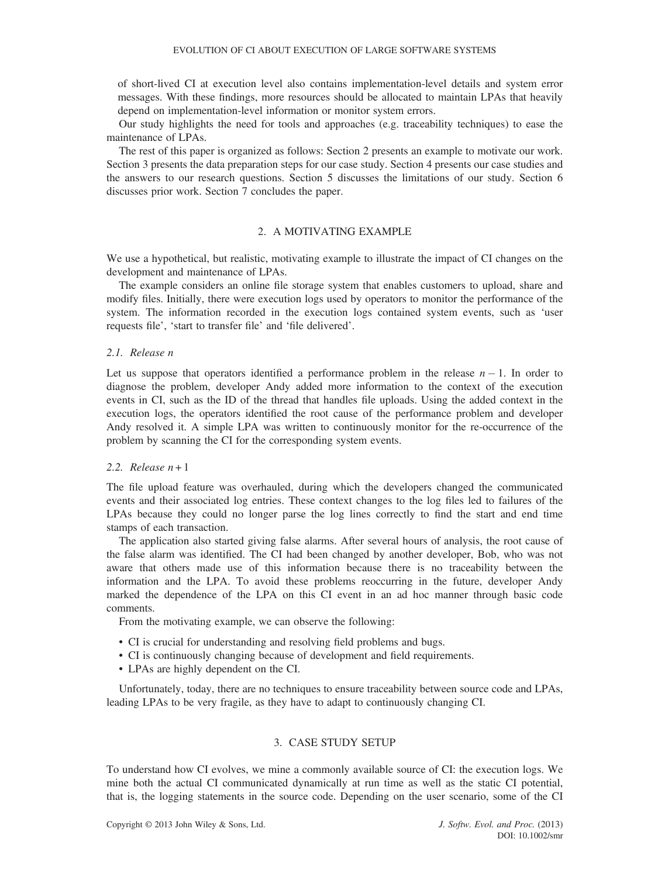of short-lived CI at execution level also contains implementation-level details and system error messages. With these findings, more resources should be allocated to maintain LPAs that heavily depend on implementation-level information or monitor system errors.

Our study highlights the need for tools and approaches (e.g. traceability techniques) to ease the maintenance of LPAs.

The rest of this paper is organized as follows: Section 2 presents an example to motivate our work. Section 3 presents the data preparation steps for our case study. Section 4 presents our case studies and the answers to our research questions. Section 5 discusses the limitations of our study. Section 6 discusses prior work. Section 7 concludes the paper.

## 2. A MOTIVATING EXAMPLE

We use a hypothetical, but realistic, motivating example to illustrate the impact of CI changes on the development and maintenance of LPAs.

The example considers an online file storage system that enables customers to upload, share and modify files. Initially, there were execution logs used by operators to monitor the performance of the system. The information recorded in the execution logs contained system events, such as 'user requests file', 'start to transfer file' and 'file delivered'.

### 2.1. *Release n*

Let us suppose that operators identified a performance problem in the release $n-1$. In order to diagnose the problem, developer Andy added more information to the context of the execution events in CI, such as the ID of the thread that handles file uploads. Using the added context in the execution logs, the operators identified the root cause of the performance problem and developer Andy resolved it. A simple LPA was written to continuously monitor for the re-occurrence of the problem by scanning the CI for the corresponding system events.

### 2.2. *Release n + 1*

The file upload feature was overhauled, during which the developers changed the communicated events and their associated log entries. These context changes to the log files led to failures of the LPAs because they could no longer parse the log lines correctly to find the start and end time stamps of each transaction.

The application also started giving false alarms. After several hours of analysis, the root cause of the false alarm was identified. The CI had been changed by another developer, Bob, who was not aware that others made use of this information because there is no traceability between the information and the LPA. To avoid these problems reoccurring in the future, developer Andy marked the dependence of the LPA on this CI event in an ad hoc manner through basic code comments.

From the motivating example, we can observe the following:

- CI is crucial for understanding and resolving field problems and bugs.
- CI is continuously changing because of development and field requirements.
- LPAs are highly dependent on the CI.

Unfortunately, today, there are no techniques to ensure traceability between source code and LPAs, leading LPAs to be very fragile, as they have to adapt to continuously changing CI.

## 3. CASE STUDY SETUP

To understand how CI evolves, we mine a commonly available source of CI: the execution logs. We mine both the actual CI communicated dynamically at run time as well as the static CI potential, that is, the logging statements in the source code. Depending on the user scenario, some of the CI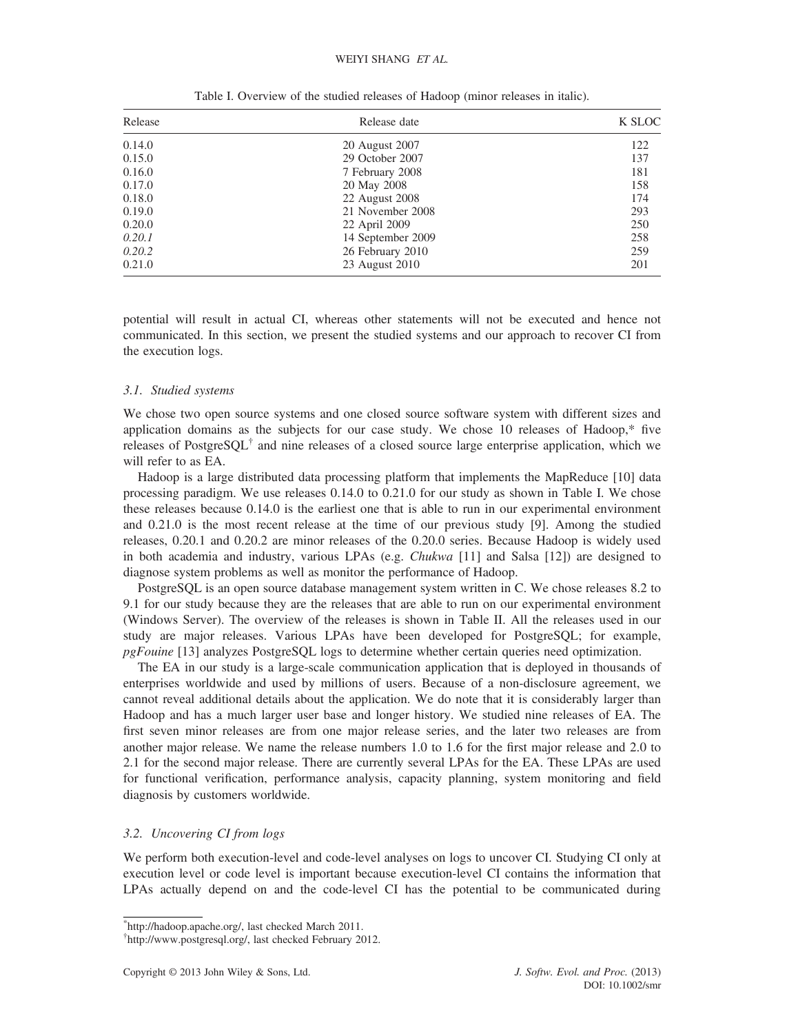Table I. Overview of the studied releases of Hadoop (minor releases in italic).

| Release | Release date | K SLOC |
|---|---|---|
| 0.14.0 | 20 August 2007 | 122 |
| 0.15.0 | 29 October 2007 | 137 |
| 0.16.0 | 7 February 2008 | 181 |
| 0.17.0 | 20 May 2008 | 158 |
| 0.18.0 | 22 August 2008 | 174 |
| 0.19.0 | 21 November 2008 | 293 |
| 0.20.0 | 22 April 2009 | 250 |
| *0.20.1* | 14 September 2009 | 258 |
| *0.20.2* | 26 February 2010 | 259 |
| 0.21.0 | 23 August 2010 | 201 |

potential will result in actual CI, whereas other statements will not be executed and hence not communicated. In this section, we present the studied systems and our approach to recover CI from the execution logs.

### 3.1. Studied systems

We chose two open source systems and one closed source software system with different sizes and application domains as the subjects for our case study. We chose 10 releases of Hadoop,* five releases of PostgreSQL† and nine releases of a closed source large enterprise application, which we will refer to as EA.

Hadoop is a large distributed data processing platform that implements the MapReduce [10] data processing paradigm. We use releases 0.14.0 to 0.21.0 for our study as shown in Table I. We chose these releases because 0.14.0 is the earliest one that is able to run in our experimental environment and 0.21.0 is the most recent release at the time of our previous study [9]. Among the studied releases, 0.20.1 and 0.20.2 are minor releases of the 0.20.0 series. Because Hadoop is widely used in both academia and industry, various LPAs (e.g. *Chukwa* [11] and Salsa [12]) are designed to diagnose system problems as well as monitor the performance of Hadoop.

PostgreSQL is an open source database management system written in C. We chose releases 8.2 to 9.1 for our study because they are the releases that are able to run on our experimental environment (Windows Server). The overview of the releases is shown in Table II. All the releases used in our study are major releases. Various LPAs have been developed for PostgreSQL; for example, *pgFouine* [13] analyzes PostgreSQL logs to determine whether certain queries need optimization.

The EA in our study is a large-scale communication application that is deployed in thousands of enterprises worldwide and used by millions of users. Because of a non-disclosure agreement, we cannot reveal additional details about the application. We do note that it is considerably larger than Hadoop and has a much larger user base and longer history. We studied nine releases of EA. The first seven minor releases are from one major release series, and the later two releases are from another major release. We name the release numbers 1.0 to 1.6 for the first major release and 2.0 to 2.1 for the second major release. There are currently several LPAs for the EA. These LPAs are used for functional verification, performance analysis, capacity planning, system monitoring and field diagnosis by customers worldwide.

### 3.2. Uncovering CI from logs

We perform both execution-level and code-level analyses on logs to uncover CI. Studying CI only at execution level or code level is important because execution-level CI contains the information that LPAs actually depend on and the code-level CI has the potential to be communicated during

*http://hadoop.apache.org/, last checked March 2011.

†http://www.postgresql.org/, last checked February 2012.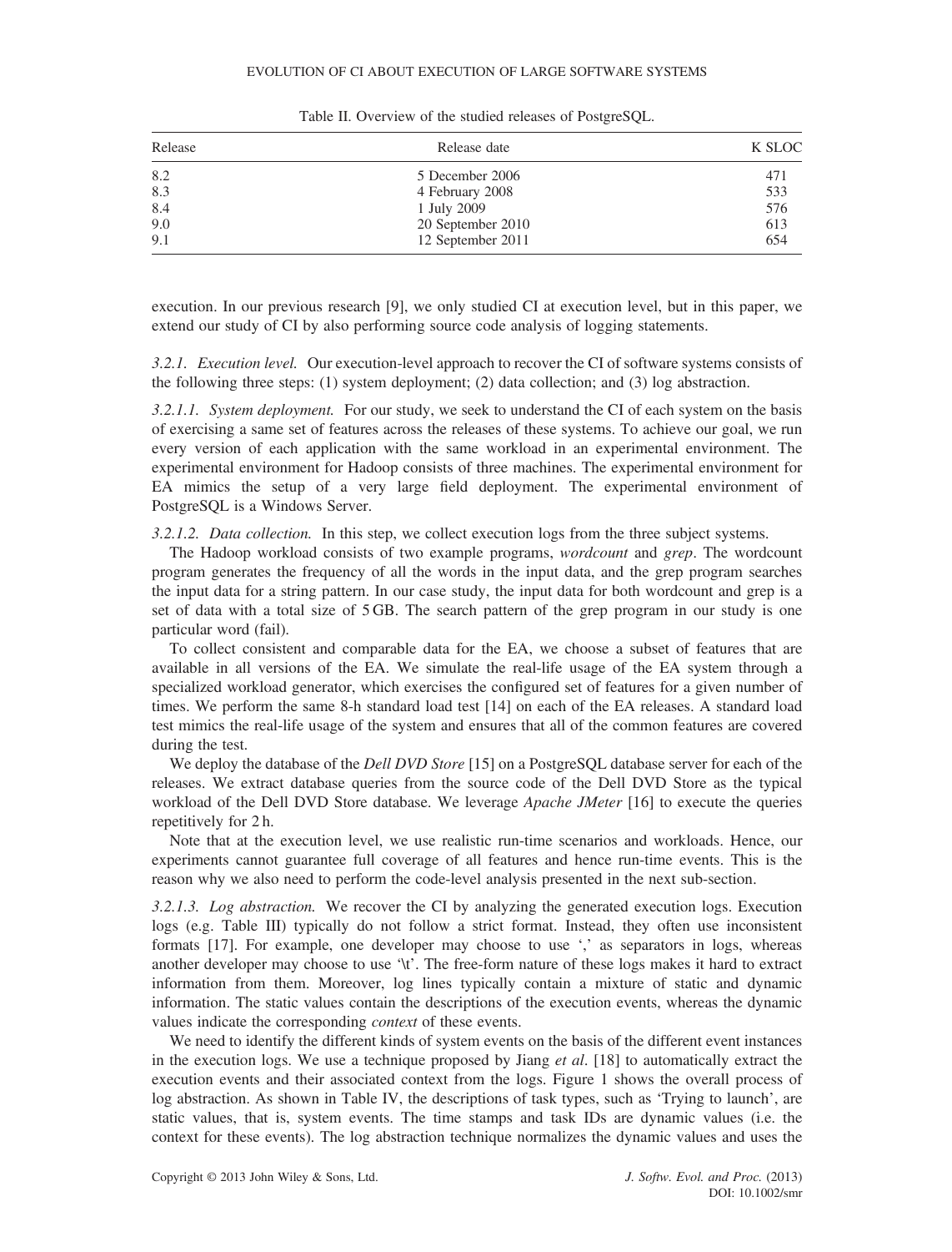Table II. Overview of the studied releases of PostgreSQL.

| Release | Release date | K SLOC |
|---|---|---|
| 8.2 | 5 December 2006 | 471 |
| 8.3 | 4 February 2008 | 533 |
| 8.4 | 1 July 2009 | 576 |
| 9.0 | 20 September 2010 | 613 |
| 9.1 | 12 September 2011 | 654 |

execution. In our previous research [9], we only studied CI at execution level, but in this paper, we extend our study of CI by also performing source code analysis of logging statements.

*3.2.1. Execution level.* Our execution-level approach to recover the CI of software systems consists of the following three steps: (1) system deployment; (2) data collection; and (3) log abstraction.

*3.2.1.1. System deployment.* For our study, we seek to understand the CI of each system on the basis of exercising a same set of features across the releases of these systems. To achieve our goal, we run every version of each application with the same workload in an experimental environment. The experimental environment for Hadoop consists of three machines. The experimental environment for EA mimics the setup of a very large field deployment. The experimental environment of PostgreSQL is a Windows Server.

*3.2.1.2. Data collection.* In this step, we collect execution logs from the three subject systems.

The Hadoop workload consists of two example programs, *wordcount* and *grep*. The wordcount program generates the frequency of all the words in the input data, and the grep program searches the input data for a string pattern. In our case study, the input data for both wordcount and grep is a set of data with a total size of 5 GB. The search pattern of the grep program in our study is one particular word (fail).

To collect consistent and comparable data for the EA, we choose a subset of features that are available in all versions of the EA. We simulate the real-life usage of the EA system through a specialized workload generator, which exercises the configured set of features for a given number of times. We perform the same 8-h standard load test [14] on each of the EA releases. A standard load test mimics the real-life usage of the system and ensures that all of the common features are covered during the test.

We deploy the database of the *Dell DVD Store* [15] on a PostgreSQL database server for each of the releases. We extract database queries from the source code of the Dell DVD Store as the typical workload of the Dell DVD Store database. We leverage *Apache JMeter* [16] to execute the queries repetitively for 2 h.

Note that at the execution level, we use realistic run-time scenarios and workloads. Hence, our experiments cannot guarantee full coverage of all features and hence run-time events. This is the reason why we also need to perform the code-level analysis presented in the next sub-section.

*3.2.1.3. Log abstraction.* We recover the CI by analyzing the generated execution logs. Execution logs (e.g. Table III) typically do not follow a strict format. Instead, they often use inconsistent formats [17]. For example, one developer may choose to use ',' as separators in logs, whereas another developer may choose to use '\t'. The free-form nature of these logs makes it hard to extract information from them. Moreover, log lines typically contain a mixture of static and dynamic information. The static values contain the descriptions of the execution events, whereas the dynamic values indicate the corresponding *context* of these events.

We need to identify the different kinds of system events on the basis of the different event instances in the execution logs. We use a technique proposed by Jiang *et al*. [18] to automatically extract the execution events and their associated context from the logs. Figure 1 shows the overall process of log abstraction. As shown in Table IV, the descriptions of task types, such as 'Trying to launch', are static values, that is, system events. The time stamps and task IDs are dynamic values (i.e. the context for these events). The log abstraction technique normalizes the dynamic values and uses the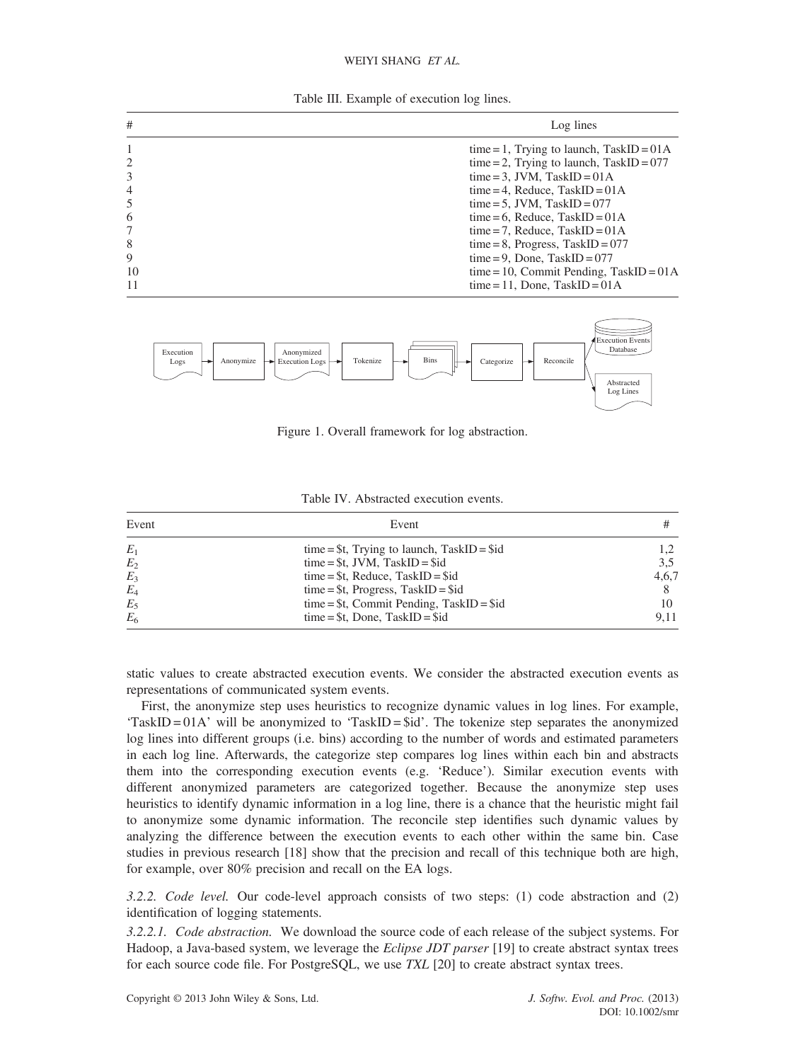Table III. Example of execution log lines.

| # | Log lines |
|---|---|
| 1 | time = 1, Trying to launch, TaskID = 01A |
| 2 | time = 2, Trying to launch, TaskID = 077 |
| 3 | time = 3, JVM, TaskID = 01A |
| 4 | time = 4, Reduce, TaskID = 01A |
| 5 | time = 5, JVM, TaskID = 077 |
| 6 | time = 6, Reduce, TaskID = 01A |
| 7 | time = 7, Reduce, TaskID = 01A |
| 8 | time = 8, Progress, TaskID = 077 |
| 9 | time = 9, Done, TaskID = 077 |
| 10 | time = 10, Commit Pending, TaskID = 01A |
| 11 | time = 11, Done, TaskID = 01A |

Figure 1. Overall framework for log abstraction.

Table IV. Abstracted execution events.

| Event | Event | # |
|---|---|---|
| $E_1$ | time = $t, Trying to launch, TaskID = $id | 1,2 |
| $E_2$ | time = $t, JVM, TaskID = $id | 3,5 |
| $E_3$ | time = $t, Reduce, TaskID = $id | 4,6,7 |
| $E_4$ | time = $t, Progress, TaskID = $id | 8 |
| $E_5$ | time = $t, Commit Pending, TaskID = $id | 10 |
| $E_6$ | time = $t, Done, TaskID = $id | 9,11 |

static values to create abstracted execution events. We consider the abstracted execution events as representations of communicated system events.

First, the anonymize step uses heuristics to recognize dynamic values in log lines. For example, 'TaskID = 01A' will be anonymized to 'TaskID = $id'. The tokenize step separates the anonymized log lines into different groups (i.e. bins) according to the number of words and estimated parameters in each log line. Afterwards, the categorize step compares log lines within each bin and abstracts them into the corresponding execution events (e.g. 'Reduce'). Similar execution events with different anonymized parameters are categorized together. Because the anonymize step uses heuristics to identify dynamic information in a log line, there is a chance that the heuristic might fail to anonymize some dynamic information. The reconcile step identifies such dynamic values by analyzing the difference between the execution events to each other within the same bin. Case studies in previous research [18] show that the precision and recall of this technique both are high, for example, over 80% precision and recall on the EA logs.

*3.2.2. Code level.* Our code-level approach consists of two steps: (1) code abstraction and (2) identification of logging statements.

*3.2.2.1. Code abstraction.* We download the source code of each release of the subject systems. For Hadoop, a Java-based system, we leverage the *Eclipse JDT parser* [19] to create abstract syntax trees for each source code file. For PostgreSQL, we use *TXL* [20] to create abstract syntax trees.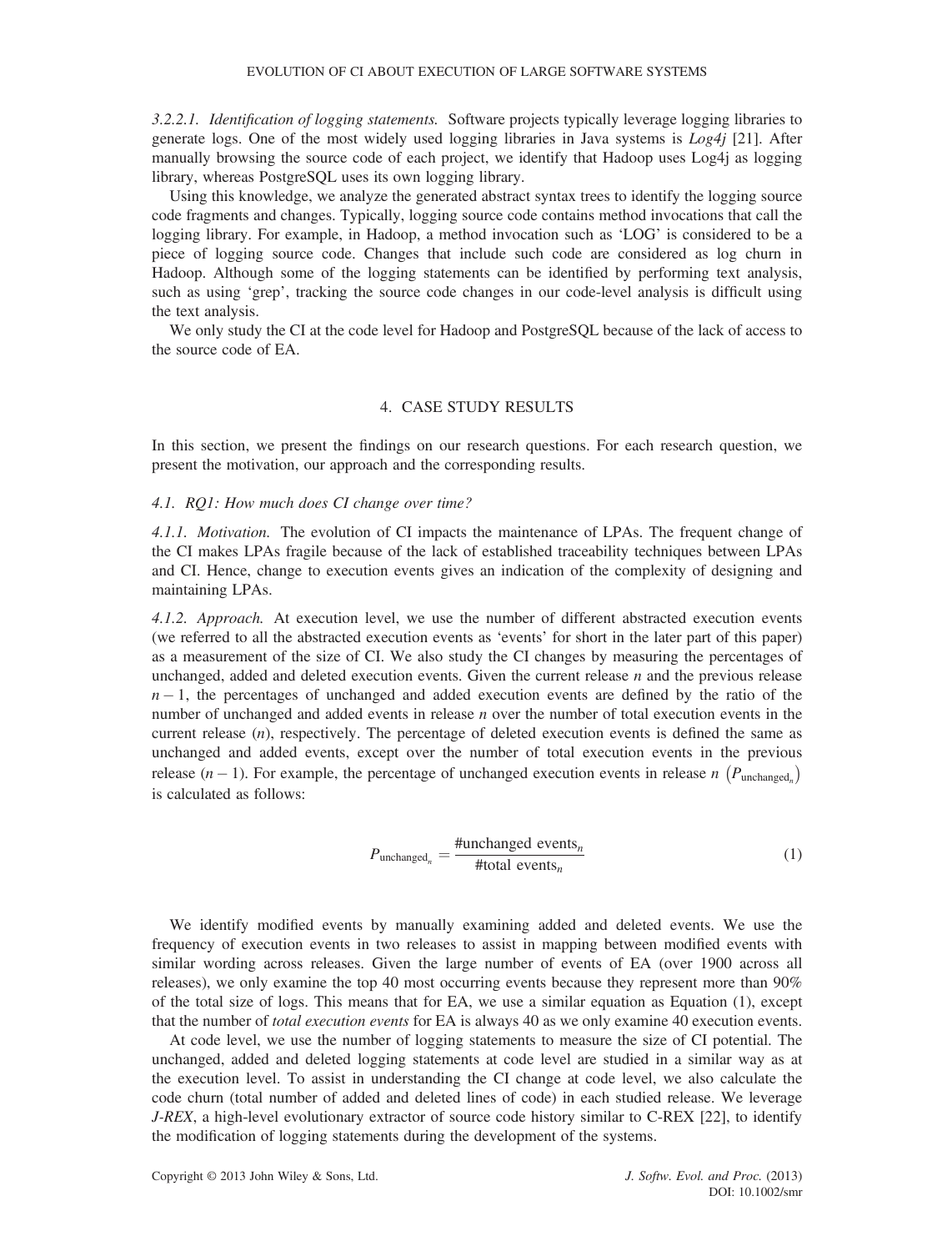*3.2.2.1. Identification of logging statements.* Software projects typically leverage logging libraries to generate logs. One of the most widely used logging libraries in Java systems is *Log4j* [21]. After manually browsing the source code of each project, we identify that Hadoop uses Log4j as logging library, whereas PostgreSQL uses its own logging library.

Using this knowledge, we analyze the generated abstract syntax trees to identify the logging source code fragments and changes. Typically, logging source code contains method invocations that call the logging library. For example, in Hadoop, a method invocation such as 'LOG' is considered to be a piece of logging source code. Changes that include such code are considered as log churn in Hadoop. Although some of the logging statements can be identified by performing text analysis, such as using 'grep', tracking the source code changes in our code-level analysis is difficult using the text analysis.

We only study the CI at the code level for Hadoop and PostgreSQL because of the lack of access to the source code of EA.

# 4. CASE STUDY RESULTS

In this section, we present the findings on our research questions. For each research question, we present the motivation, our approach and the corresponding results.

## *4.1. RQ1: How much does CI change over time?*

*4.1.1. Motivation.* The evolution of CI impacts the maintenance of LPAs. The frequent change of the CI makes LPAs fragile because of the lack of established traceability techniques between LPAs and CI. Hence, change to execution events gives an indication of the complexity of designing and maintaining LPAs.

*4.1.2. Approach.* At execution level, we use the number of different abstracted execution events (we referred to all the abstracted execution events as 'events' for short in the later part of this paper) as a measurement of the size of CI. We also study the CI changes by measuring the percentages of unchanged, added and deleted execution events. Given the current release $n$ and the previous release $n - 1$, the percentages of unchanged and added execution events are defined by the ratio of the number of unchanged and added events in release $n$ over the number of total execution events in the current release ($n$), respectively. The percentage of deleted execution events is defined the same as unchanged and added events, except over the number of total execution events in the previous release ($n - 1$). For example, the percentage of unchanged execution events in release $n$ $\left(P_{\text{unchanged}_n}\right)$ is calculated as follows:

$$P_{\text{unchanged}_n} = \frac{\text{\#unchanged events}_n}{\text{\#total events}_n} \tag{1}$$

We identify modified events by manually examining added and deleted events. We use the frequency of execution events in two releases to assist in mapping between modified events with similar wording across releases. Given the large number of events of EA (over 1900 across all releases), we only examine the top 40 most occurring events because they represent more than 90% of the total size of logs. This means that for EA, we use a similar equation as Equation (1), except that the number of *total execution events* for EA is always 40 as we only examine 40 execution events.

At code level, we use the number of logging statements to measure the size of CI potential. The unchanged, added and deleted logging statements at code level are studied in a similar way as at the execution level. To assist in understanding the CI change at code level, we also calculate the code churn (total number of added and deleted lines of code) in each studied release. We leverage *J-REX*, a high-level evolutionary extractor of source code history similar to C-REX [22], to identify the modification of logging statements during the development of the systems.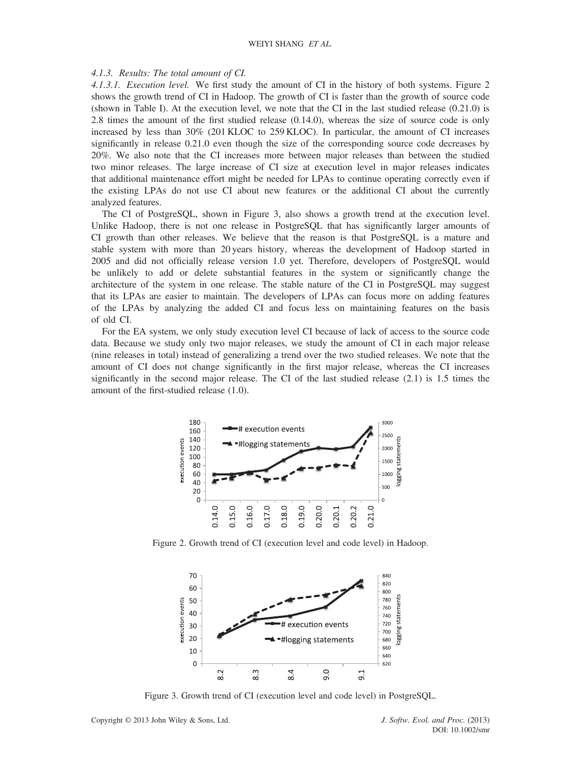#### 4.1.3. Results: The total amount of CI.

*4.1.3.1. Execution level.* We first study the amount of CI in the history of both systems. Figure 2 shows the growth trend of CI in Hadoop. The growth of CI is faster than the growth of source code (shown in Table I). At the execution level, we note that the CI in the last studied release (0.21.0) is 2.8 times the amount of the first studied release (0.14.0), whereas the size of source code is only increased by less than 30% (201 KLOC to 259 KLOC). In particular, the amount of CI increases significantly in release 0.21.0 even though the size of the corresponding source code decreases by 20%. We also note that the CI increases more between major releases than between the studied two minor releases. The large increase of CI size at execution level in major releases indicates that additional maintenance effort might be needed for LPAs to continue operating correctly even if the existing LPAs do not use CI about new features or the additional CI about the currently analyzed features.

The CI of PostgreSQL, shown in Figure 3, also shows a growth trend at the execution level. Unlike Hadoop, there is not one release in PostgreSQL that has significantly larger amounts of CI growth than other releases. We believe that the reason is that PostgreSQL is a mature and stable system with more than 20 years history, whereas the development of Hadoop started in 2005 and did not officially release version 1.0 yet. Therefore, developers of PostgreSQL would be unlikely to add or delete substantial features in the system or significantly change the architecture of the system in one release. The stable nature of the CI in PostgreSQL may suggest that its LPAs are easier to maintain. The developers of LPAs can focus more on adding features of the LPAs by analyzing the added CI and focus less on maintaining features on the basis of old CI.

For the EA system, we only study execution level CI because of lack of access to the source code data. Because we study only two major releases, we study the amount of CI in each major release (nine releases in total) instead of generalizing a trend over the two studied releases. We note that the amount of CI does not change significantly in the first major release, whereas the CI increases significantly in the second major release. The CI of the last studied release (2.1) is 1.5 times the amount of the first-studied release (1.0).

Figure 2. Growth trend of CI (execution level and code level) in Hadoop.

Figure 3. Growth trend of CI (execution level and code level) in PostgreSQL.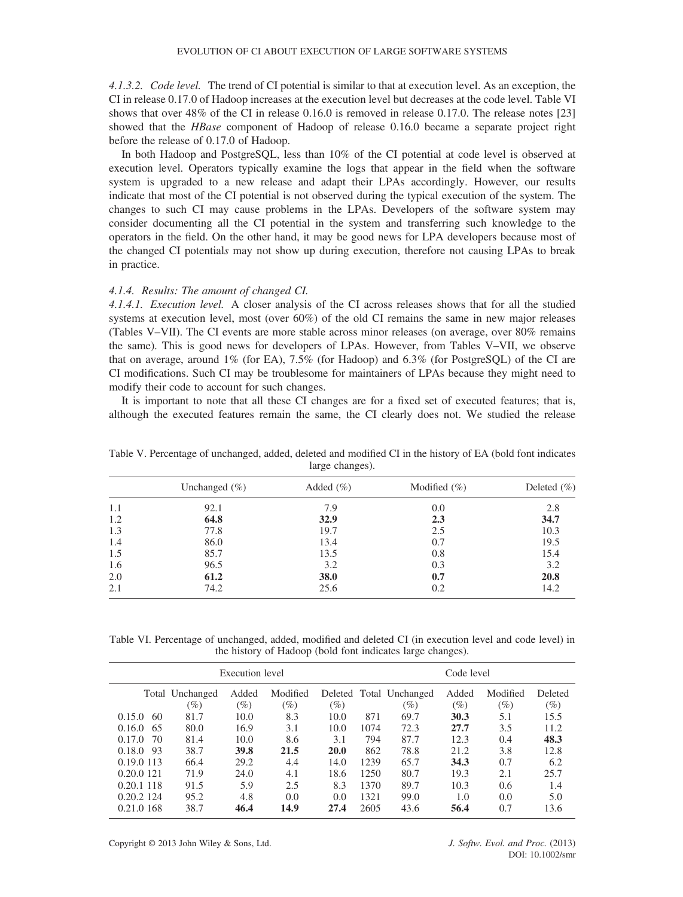*4.1.3.2. Code level.* The trend of CI potential is similar to that at execution level. As an exception, the CI in release 0.17.0 of Hadoop increases at the execution level but decreases at the code level. Table VI shows that over 48% of the CI in release 0.16.0 is removed in release 0.17.0. The release notes [23] showed that the *HBase* component of Hadoop of release 0.16.0 became a separate project right before the release of 0.17.0 of Hadoop.

In both Hadoop and PostgreSQL, less than 10% of the CI potential at code level is observed at execution level. Operators typically examine the logs that appear in the field when the software system is upgraded to a new release and adapt their LPAs accordingly. However, our results indicate that most of the CI potential is not observed during the typical execution of the system. The changes to such CI may cause problems in the LPAs. Developers of the software system may consider documenting all the CI potential in the system and transferring such knowledge to the operators in the field. On the other hand, it may be good news for LPA developers because most of the changed CI potential*s* may not show up during execution, therefore not causing LPAs to break in practice.

*4.1.4. Results: The amount of changed CI.*

*4.1.4.1. Execution level.* A closer analysis of the CI across releases shows that for all the studied systems at execution level, most (over 60%) of the old CI remains the same in new major releases (Tables V–VII). The CI events are more stable across minor releases (on average, over 80% remains the same). This is good news for developers of LPAs. However, from Tables V–VII, we observe that on average, around 1% (for EA), 7.5% (for Hadoop) and 6.3% (for PostgreSQL) of the CI are CI modifications. Such CI may be troublesome for maintainers of LPAs because they might need to modify their code to account for such changes.

It is important to note that all these CI changes are for a fixed set of executed features; that is, although the executed features remain the same, the CI clearly does not. We studied the release

Table V. Percentage of unchanged, added, deleted and modified CI in the history of EA (bold font indicates large changes).

| | Unchanged (%) | Added (%) | Modified (%) | Deleted (%) |
|---|---|---|---|---|
| 1.1 | 92.1 | 7.9 | 0.0 | 2.8 |
| 1.2 | **64.8** | **32.9** | **2.3** | **34.7** |
| 1.3 | 77.8 | 19.7 | 2.5 | 10.3 |
| 1.4 | 86.0 | 13.4 | 0.7 | 19.5 |
| 1.5 | 85.7 | 13.5 | 0.8 | 15.4 |
| 1.6 | 96.5 | 3.2 | 0.3 | 3.2 |
| 2.0 | **61.2** | **38.0** | **0.7** | **20.8** |
| 2.1 | 74.2 | 25.6 | 0.2 | 14.2 |

Table VI. Percentage of unchanged, added, modified and deleted CI (in execution level and code level) in the history of Hadoop (bold font indicates large changes).

| | Execution level | | | | | Code level | | | | |
|---|---|---|---|---|---|---|---|---|---|---|
| | Total | Unchanged (%) | Added (%) | Modified (%) | Deleted (%) | Total | Unchanged (%) | Added (%) | Modified (%) | Deleted (%) |
| 0.15.0 | 60 | 81.7 | 10.0 | 8.3 | 10.0 | 871 | 69.7 | **30.3** | 5.1 | 15.5 |
| 0.16.0 | 65 | 80.0 | 16.9 | 3.1 | 10.0 | 1074 | 72.3 | **27.7** | 3.5 | 11.2 |
| 0.17.0 | 70 | 81.4 | 10.0 | 8.6 | 3.1 | 794 | 87.7 | 12.3 | 0.4 | **48.3** |
| 0.18.0 | 93 | 38.7 | **39.8** | **21.5** | **20.0** | 862 | 78.8 | 21.2 | 3.8 | 12.8 |
| 0.19.0 | 113 | 66.4 | 29.2 | 4.4 | 14.0 | 1239 | 65.7 | **34.3** | 0.7 | 6.2 |
| 0.20.0 | 121 | 71.9 | 24.0 | 4.1 | 18.6 | 1250 | 80.7 | 19.3 | 2.1 | 25.7 |
| 0.20.1 | 118 | 91.5 | 5.9 | 2.5 | 8.3 | 1370 | 89.7 | 10.3 | 0.6 | 1.4 |
| 0.20.2 | 124 | 95.2 | 4.8 | 0.0 | 0.0 | 1321 | 99.0 | 1.0 | 0.0 | 5.0 |
| 0.21.0 | 168 | 38.7 | **46.4** | **14.9** | **27.4** | 2605 | 43.6 | **56.4** | 0.7 | 13.6 |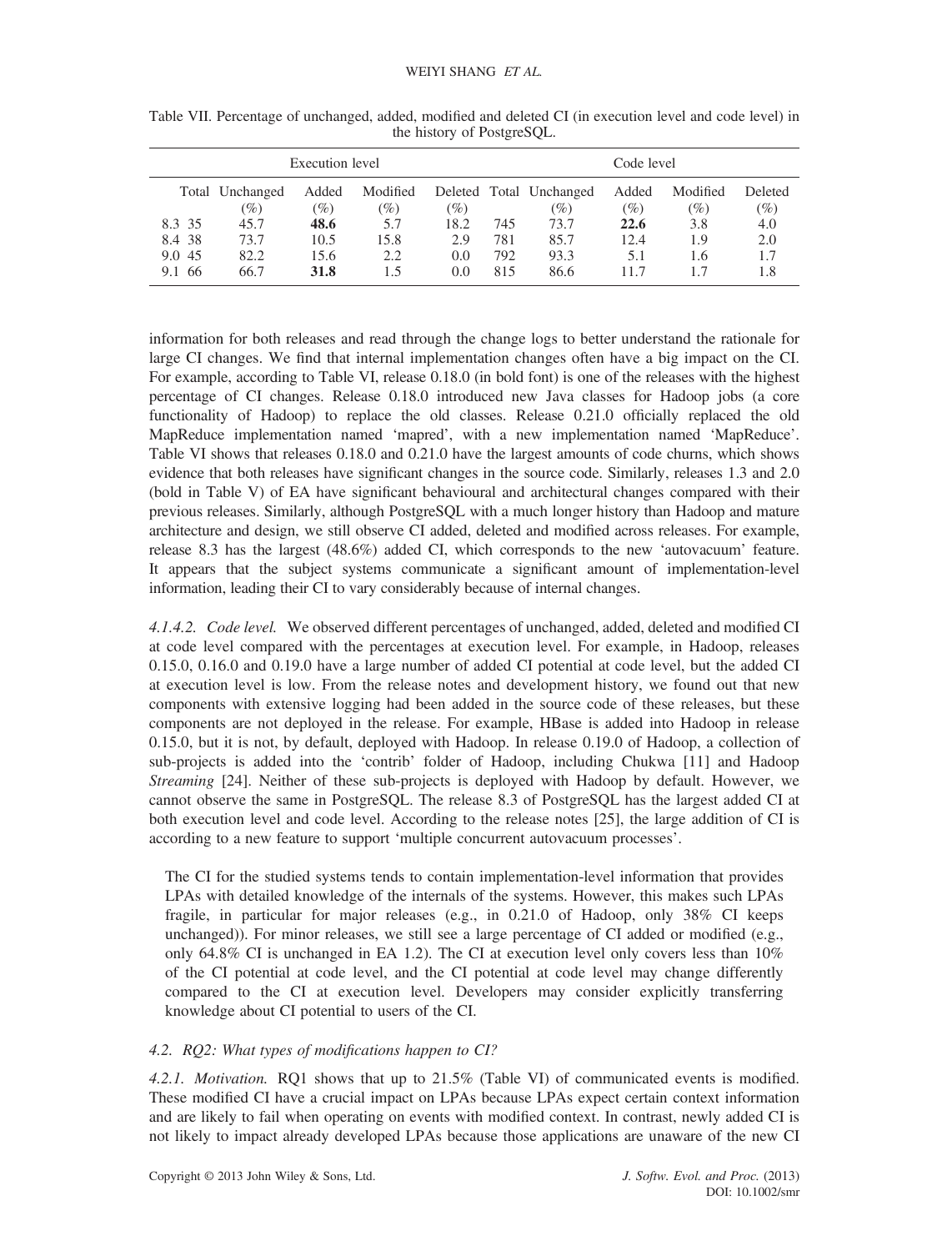Table VII. Percentage of unchanged, added, modified and deleted CI (in execution level and code level) in the history of PostgreSQL.

| | Execution level | | | | | Code level | | | | |
|---|---|---|---|---|---|---|---|---|---|---|
| | Total | Unchanged (%) | Added (%) | Modified (%) | Deleted (%) | Total | Unchanged (%) | Added (%) | Modified (%) | Deleted (%) |
| 8.3 | 35 | 45.7 | **48.6** | 5.7 | 18.2 | 745 | 73.7 | **22.6** | 3.8 | 4.0 |
| 8.4 | 38 | 73.7 | 10.5 | 15.8 | 2.9 | 781 | 85.7 | 12.4 | 1.9 | 2.0 |
| 9.0 | 45 | 82.2 | 15.6 | 2.2 | 0.0 | 792 | 93.3 | 5.1 | 1.6 | 1.7 |
| 9.1 | 66 | 66.7 | **31.8** | 1.5 | 0.0 | 815 | 86.6 | 11.7 | 1.7 | 1.8 |

information for both releases and read through the change logs to better understand the rationale for large CI changes. We find that internal implementation changes often have a big impact on the CI. For example, according to Table VI, release 0.18.0 (in bold font) is one of the releases with the highest percentage of CI changes. Release 0.18.0 introduced new Java classes for Hadoop jobs (a core functionality of Hadoop) to replace the old classes. Release 0.21.0 officially replaced the old MapReduce implementation named 'mapred', with a new implementation named 'MapReduce'. Table VI shows that releases 0.18.0 and 0.21.0 have the largest amounts of code churns, which shows evidence that both releases have significant changes in the source code. Similarly, releases 1.3 and 2.0 (bold in Table V) of EA have significant behavioural and architectural changes compared with their previous releases. Similarly, although PostgreSQL with a much longer history than Hadoop and mature architecture and design, we still observe CI added, deleted and modified across releases. For example, release 8.3 has the largest (48.6%) added CI, which corresponds to the new 'autovacuum' feature. It appears that the subject systems communicate a significant amount of implementation-level information, leading their CI to vary considerably because of internal changes.

*4.1.4.2. Code level.* We observed different percentages of unchanged, added, deleted and modified CI at code level compared with the percentages at execution level. For example, in Hadoop, releases 0.15.0, 0.16.0 and 0.19.0 have a large number of added CI potential at code level, but the added CI at execution level is low. From the release notes and development history, we found out that new components with extensive logging had been added in the source code of these releases, but these components are not deployed in the release. For example, HBase is added into Hadoop in release 0.15.0, but it is not, by default, deployed with Hadoop. In release 0.19.0 of Hadoop, a collection of sub-projects is added into the 'contrib' folder of Hadoop, including Chukwa [11] and Hadoop *Streaming* [24]. Neither of these sub-projects is deployed with Hadoop by default. However, we cannot observe the same in PostgreSQL. The release 8.3 of PostgreSQL has the largest added CI at both execution level and code level. According to the release notes [25], the large addition of CI is according to a new feature to support 'multiple concurrent autovacuum processes'.

> The CI for the studied systems tends to contain implementation-level information that provides LPAs with detailed knowledge of the internals of the systems. However, this makes such LPAs fragile, in particular for major releases (e.g., in 0.21.0 of Hadoop, only 38% CI keeps unchanged)). For minor releases, we still see a large percentage of CI added or modified (e.g., only 64.8% CI is unchanged in EA 1.2). The CI at execution level only covers less than 10% of the CI potential at code level, and the CI potential at code level may change differently compared to the CI at execution level. Developers may consider explicitly transferring knowledge about CI potential to users of the CI.

### 4.2. RQ2: What types of modifications happen to CI?

*4.2.1. Motivation.* RQ1 shows that up to 21.5% (Table VI) of communicated events is modified. These modified CI have a crucial impact on LPAs because LPAs expect certain context information and are likely to fail when operating on events with modified context. In contrast, newly added CI is not likely to impact already developed LPAs because those applications are unaware of the new CI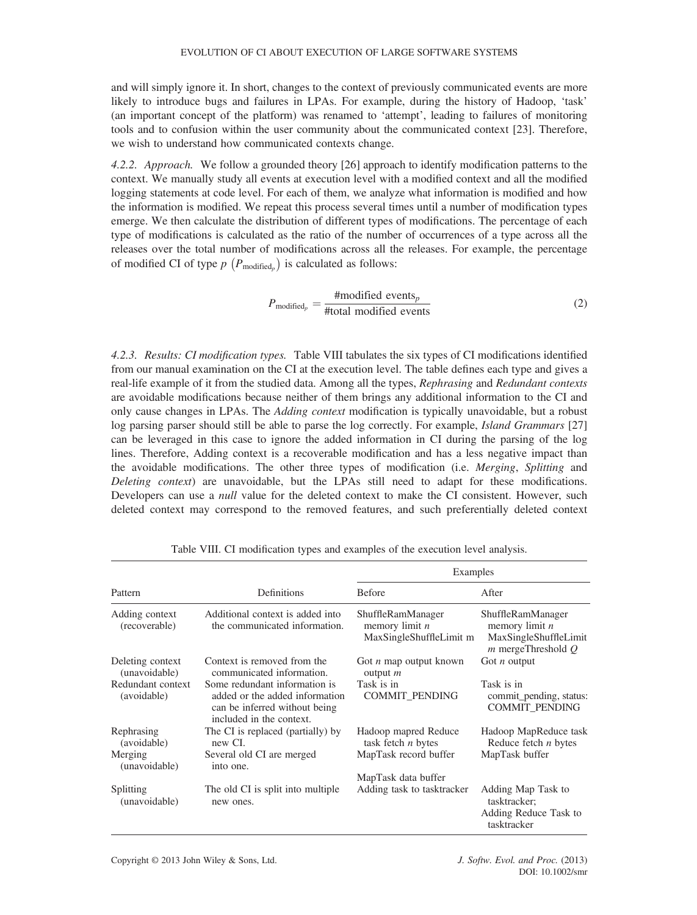and will simply ignore it. In short, changes to the context of previously communicated events are more likely to introduce bugs and failures in LPAs. For example, during the history of Hadoop, 'task' (an important concept of the platform) was renamed to 'attempt', leading to failures of monitoring tools and to confusion within the user community about the communicated context [23]. Therefore, we wish to understand how communicated contexts change.

*4.2.2. Approach.* We follow a grounded theory [26] approach to identify modification patterns to the context. We manually study all events at execution level with a modified context and all the modified logging statements at code level. For each of them, we analyze what information is modified and how the information is modified. We repeat this process several times until a number of modification types emerge. We then calculate the distribution of different types of modifications. The percentage of each type of modifications is calculated as the ratio of the number of occurrences of a type across all the releases over the total number of modifications across all the releases. For example, the percentage of modified CI of type $p$ $\left(P_{\text{modified}_p}\right)$ is calculated as follows:

$$P_{\text{modified}_p} = \frac{\#\text{modified events}_p}{\#\text{total modified events}} \tag{2}$$

*4.2.3. Results: CI modification types.* Table VIII tabulates the six types of CI modifications identified from our manual examination on the CI at the execution level. The table defines each type and gives a real-life example of it from the studied data. Among all the types, *Rephrasing* and *Redundant contexts* are avoidable modifications because neither of them brings any additional information to the CI and only cause changes in LPAs. The *Adding context* modification is typically unavoidable, but a robust log parsing parser should still be able to parse the log correctly. For example, *Island Grammars* [27] can be leveraged in this case to ignore the added information in CI during the parsing of the log lines. Therefore, Adding context is a recoverable modification and has a less negative impact than the avoidable modifications. The other three types of modification (i.e. *Merging*, *Splitting* and *Deleting context*) are unavoidable, but the LPAs still need to adapt for these modifications. Developers can use a *null* value for the deleted context to make the CI consistent. However, such deleted context may correspond to the removed features, and such preferentially deleted context

Table VIII. CI modification types and examples of the execution level analysis.

| Pattern | Definitions | Examples | |
|---|---|---|---|
| | | Before | After |
| Adding context (recoverable) | Additional context is added into the communicated information. | ShuffleRamManager memory limit *n* MaxSingleShuffleLimit m | ShuffleRamManager memory limit *n* MaxSingleShuffleLimit *m* mergeThreshold *Q* |
| Deleting context (unavoidable) | Context is removed from the communicated information. | Got *n* map output known output *m* | Got *n* output |
| Redundant context (avoidable) | Some redundant information is added or the added information can be inferred without being included in the context. | Task is in COMMIT_PENDING | Task is in commit_pending, status: COMMIT_PENDING |
| Rephrasing (avoidable) | The CI is replaced (partially) by new CI. | Hadoop mapred Reduce task fetch *n* bytes | Hadoop MapReduce task Reduce fetch *n* bytes |
| Merging (unavoidable) | Several old CI are merged into one. | MapTask record buffer<br>MapTask data buffer | MapTask buffer |
| Splitting (unavoidable) | The old CI is split into multiple new ones. | Adding task to tasktracker | Adding Map Task to tasktracker;<br>Adding Reduce Task to tasktracker |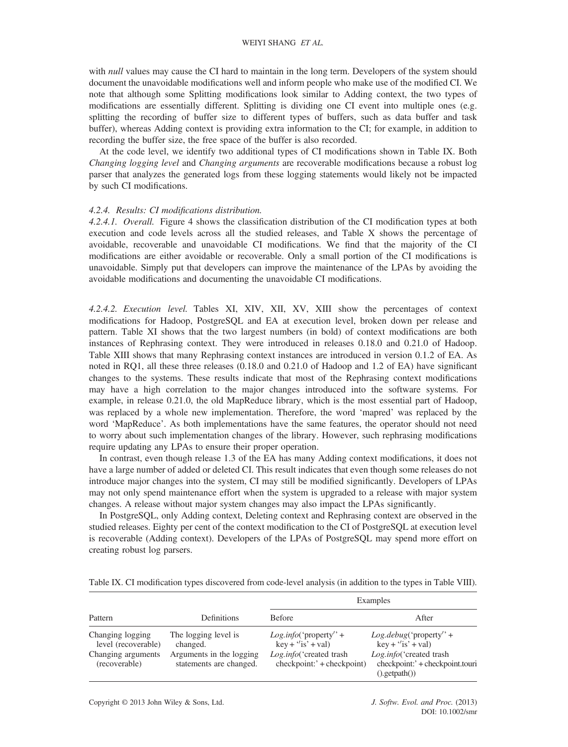with *null* values may cause the CI hard to maintain in the long term. Developers of the system should document the unavoidable modifications well and inform people who make use of the modified CI. We note that although some Splitting modifications look similar to Adding context, the two types of modifications are essentially different. Splitting is dividing one CI event into multiple ones (e.g. splitting the recording of buffer size to different types of buffers, such as data buffer and task buffer), whereas Adding context is providing extra information to the CI; for example, in addition to recording the buffer size, the free space of the buffer is also recorded.

At the code level, we identify two additional types of CI modifications shown in Table IX. Both *Changing logging level* and *Changing arguments* are recoverable modifications because a robust log parser that analyzes the generated logs from these logging statements would likely not be impacted by such CI modifications.

#### *4.2.4. Results: CI modifications distribution.*

*4.2.4.1. Overall.* Figure 4 shows the classification distribution of the CI modification types at both execution and code levels across all the studied releases, and Table X shows the percentage of avoidable, recoverable and unavoidable CI modifications. We find that the majority of the CI modifications are either avoidable or recoverable. Only a small portion of the CI modifications is unavoidable. Simply put that developers can improve the maintenance of the LPAs by avoiding the avoidable modifications and documenting the unavoidable CI modifications.

*4.2.4.2. Execution level.* Tables XI, XIV, XII, XV, XIII show the percentages of context modifications for Hadoop, PostgreSQL and EA at execution level, broken down per release and pattern. Table XI shows that the two largest numbers (in bold) of context modifications are both instances of Rephrasing context. They were introduced in releases 0.18.0 and 0.21.0 of Hadoop. Table XIII shows that many Rephrasing context instances are introduced in version 0.1.2 of EA. As noted in RQ1, all these three releases (0.18.0 and 0.21.0 of Hadoop and 1.2 of EA) have significant changes to the systems. These results indicate that most of the Rephrasing context modifications may have a high correlation to the major changes introduced into the software systems. For example, in release 0.21.0, the old MapReduce library, which is the most essential part of Hadoop, was replaced by a whole new implementation. Therefore, the word 'mapred' was replaced by the word 'MapReduce'. As both implementations have the same features, the operator should not need to worry about such implementation changes of the library. However, such rephrasing modifications require updating any LPAs to ensure their proper operation.

In contrast, even though release 1.3 of the EA has many Adding context modifications, it does not have a large number of added or deleted CI. This result indicates that even though some releases do not introduce major changes into the system, CI may still be modified significantly. Developers of LPAs may not only spend maintenance effort when the system is upgraded to a release with major system changes. A release without major system changes may also impact the LPAs significantly.

In PostgreSQL, only Adding context, Deleting context and Rephrasing context are observed in the studied releases. Eighty per cent of the context modification to the CI of PostgreSQL at execution level is recoverable (Adding context). Developers of the LPAs of PostgreSQL may spend more effort on creating robust log parsers.

Table IX. CI modification types discovered from code-level analysis (in addition to the types in Table VIII).

| Pattern | Definitions | Examples | |
|---|---|---|---|
| | | Before | After |
| Changing logging level (recoverable) | The logging level is changed. | *Log.info*('property'' + key + ''is' + val) | *Log.debug*('property'' + key + ''is' + val) |
| Changing arguments (recoverable) | Arguments in the logging statements are changed. | *Log.info*('created trash checkpoint:' + checkpoint) | *Log.info*('created trash checkpoint:' + checkpoint.touri ().getpath()) |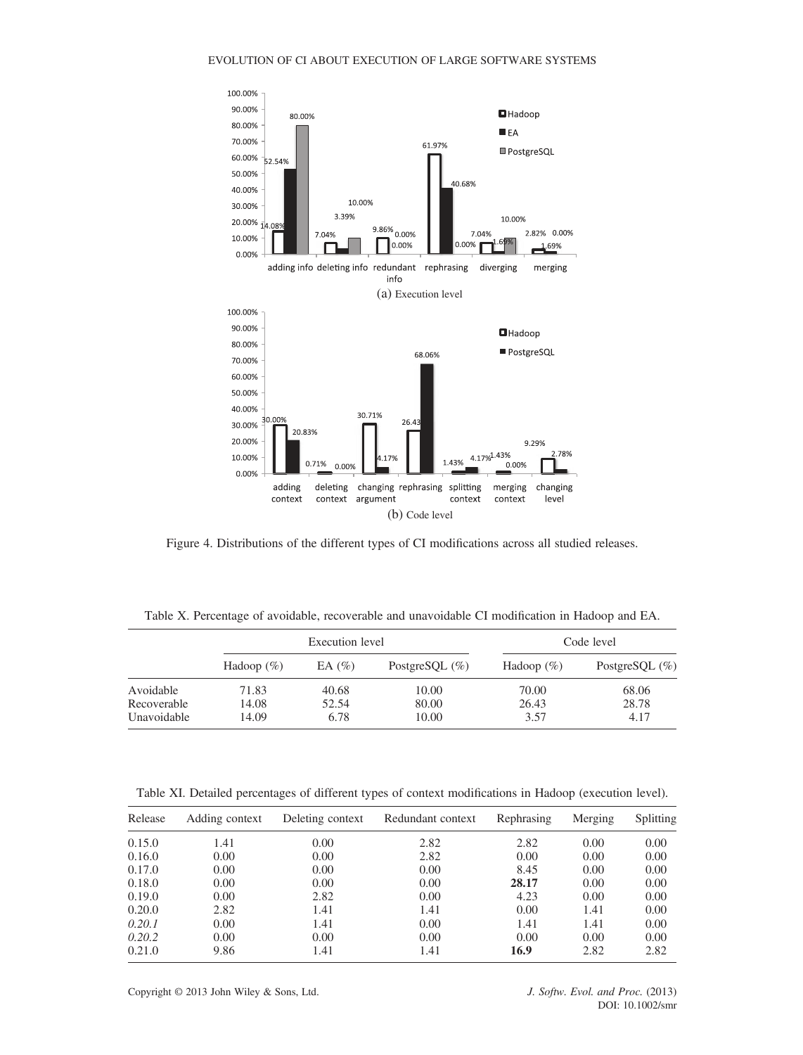Figure 4. Distributions of the different types of CI modifications across all studied releases.

(a) Execution level

(b) Code level

Table X. Percentage of avoidable, recoverable and unavoidable CI modification in Hadoop and EA.

| | Execution level | | | Code level | |
|---|---|---|---|---|---|
| | Hadoop (%) | EA (%) | PostgreSQL (%) | Hadoop (%) | PostgreSQL (%) |
| Avoidable | 71.83 | 40.68 | 10.00 | 70.00 | 68.06 |
| Recoverable | 14.08 | 52.54 | 80.00 | 26.43 | 28.78 |
| Unavoidable | 14.09 | 6.78 | 10.00 | 3.57 | 4.17 |

Table XI. Detailed percentages of different types of context modifications in Hadoop (execution level).

| Release | Adding context | Deleting context | Redundant context | Rephrasing | Merging | Splitting |
|---|---|---|---|---|---|---|
| 0.15.0 | 1.41 | 0.00 | 2.82 | 2.82 | 0.00 | 0.00 |
| 0.16.0 | 0.00 | 0.00 | 2.82 | 0.00 | 0.00 | 0.00 |
| 0.17.0 | 0.00 | 0.00 | 0.00 | 8.45 | 0.00 | 0.00 |
| 0.18.0 | 0.00 | 0.00 | 0.00 | **28.17** | 0.00 | 0.00 |
| 0.19.0 | 0.00 | 2.82 | 0.00 | 4.23 | 0.00 | 0.00 |
| 0.20.0 | 2.82 | 1.41 | 1.41 | 0.00 | 1.41 | 0.00 |
| *0.20.1* | 0.00 | 1.41 | 0.00 | 1.41 | 1.41 | 0.00 |
| *0.20.2* | 0.00 | 0.00 | 0.00 | 0.00 | 0.00 | 0.00 |
| 0.21.0 | 9.86 | 1.41 | 1.41 | **16.9** | 2.82 | 2.82 |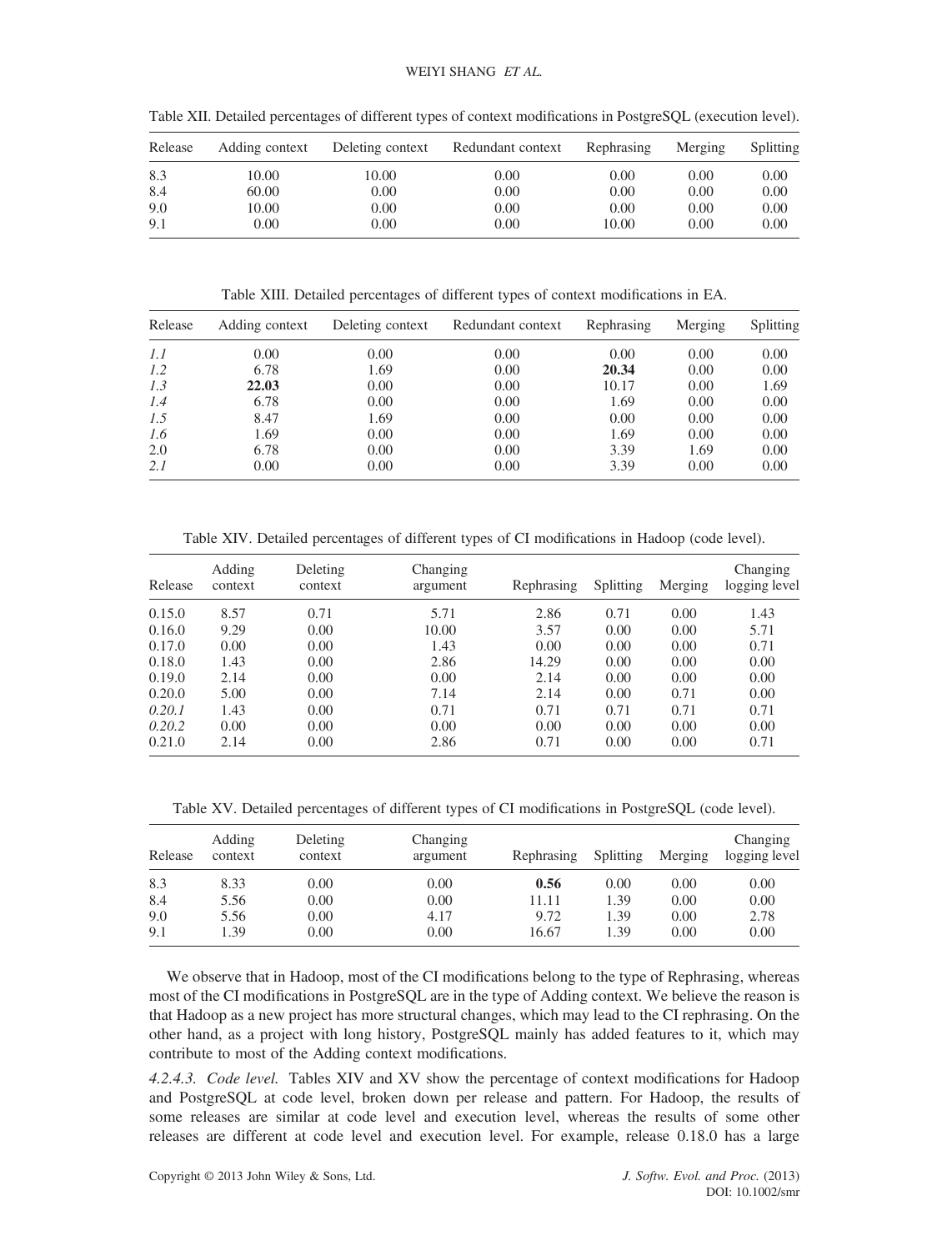Table XII. Detailed percentages of different types of context modifications in PostgreSQL (execution level).

| Release | Adding context | Deleting context | Redundant context | Rephrasing | Merging | Splitting |
|---|---|---|---|---|---|---|
| 8.3 | 10.00 | 10.00 | 0.00 | 0.00 | 0.00 | 0.00 |
| 8.4 | 60.00 | 0.00 | 0.00 | 0.00 | 0.00 | 0.00 |
| 9.0 | 10.00 | 0.00 | 0.00 | 0.00 | 0.00 | 0.00 |
| 9.1 | 0.00 | 0.00 | 0.00 | 10.00 | 0.00 | 0.00 |

Table XIII. Detailed percentages of different types of context modifications in EA.

| Release | Adding context | Deleting context | Redundant context | Rephrasing | Merging | Splitting |
|---|---|---|---|---|---|---|
| *1.1* | 0.00 | 0.00 | 0.00 | 0.00 | 0.00 | 0.00 |
| *1.2* | 6.78 | 1.69 | 0.00 | **20.34** | 0.00 | 0.00 |
| *1.3* | **22.03** | 0.00 | 0.00 | 10.17 | 0.00 | 1.69 |
| *1.4* | 6.78 | 0.00 | 0.00 | 1.69 | 0.00 | 0.00 |
| *1.5* | 8.47 | 1.69 | 0.00 | 0.00 | 0.00 | 0.00 |
| *1.6* | 1.69 | 0.00 | 0.00 | 1.69 | 0.00 | 0.00 |
| 2.0 | 6.78 | 0.00 | 0.00 | 3.39 | 1.69 | 0.00 |
| *2.1* | 0.00 | 0.00 | 0.00 | 3.39 | 0.00 | 0.00 |

Table XIV. Detailed percentages of different types of CI modifications in Hadoop (code level).

| Release | Adding context | Deleting context | Changing argument | Rephrasing | Splitting | Merging | Changing logging level |
|---|---|---|---|---|---|---|---|
| 0.15.0 | 8.57 | 0.71 | 5.71 | 2.86 | 0.71 | 0.00 | 1.43 |
| 0.16.0 | 9.29 | 0.00 | 10.00 | 3.57 | 0.00 | 0.00 | 5.71 |
| 0.17.0 | 0.00 | 0.00 | 1.43 | 0.00 | 0.00 | 0.00 | 0.71 |
| 0.18.0 | 1.43 | 0.00 | 2.86 | 14.29 | 0.00 | 0.00 | 0.00 |
| 0.19.0 | 2.14 | 0.00 | 0.00 | 2.14 | 0.00 | 0.00 | 0.00 |
| 0.20.0 | 5.00 | 0.00 | 7.14 | 2.14 | 0.00 | 0.71 | 0.00 |
| *0.20.1* | 1.43 | 0.00 | 0.71 | 0.71 | 0.71 | 0.71 | 0.71 |
| *0.20.2* | 0.00 | 0.00 | 0.00 | 0.00 | 0.00 | 0.00 | 0.00 |
| 0.21.0 | 2.14 | 0.00 | 2.86 | 0.71 | 0.00 | 0.00 | 0.71 |

Table XV. Detailed percentages of different types of CI modifications in PostgreSQL (code level).

| Release | Adding context | Deleting context | Changing argument | Rephrasing | Splitting | Merging | Changing logging level |
|---|---|---|---|---|---|---|---|
| 8.3 | 8.33 | 0.00 | 0.00 | **0.56** | 0.00 | 0.00 | 0.00 |
| 8.4 | 5.56 | 0.00 | 0.00 | 11.11 | 1.39 | 0.00 | 0.00 |
| 9.0 | 5.56 | 0.00 | 4.17 | 9.72 | 1.39 | 0.00 | 2.78 |
| 9.1 | 1.39 | 0.00 | 0.00 | 16.67 | 1.39 | 0.00 | 0.00 |

We observe that in Hadoop, most of the CI modifications belong to the type of Rephrasing, whereas most of the CI modifications in PostgreSQL are in the type of Adding context. We believe the reason is that Hadoop as a new project has more structural changes, which may lead to the CI rephrasing. On the other hand, as a project with long history, PostgreSQL mainly has added features to it, which may contribute to most of the Adding context modifications.

*4.2.4.3. Code level.* Tables XIV and XV show the percentage of context modifications for Hadoop and PostgreSQL at code level, broken down per release and pattern. For Hadoop, the results of some releases are similar at code level and execution level, whereas the results of some other releases are different at code level and execution level. For example, release 0.18.0 has a large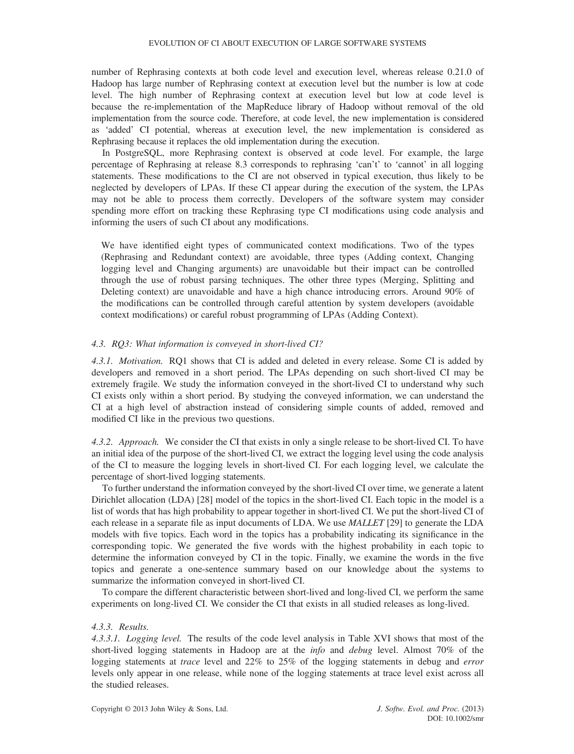number of Rephrasing contexts at both code level and execution level, whereas release 0.21.0 of Hadoop has large number of Rephrasing context at execution level but the number is low at code level. The high number of Rephrasing context at execution level but low at code level is because the re-implementation of the MapReduce library of Hadoop without removal of the old implementation from the source code. Therefore, at code level, the new implementation is considered as 'added' CI potential, whereas at execution level, the new implementation is considered as Rephrasing because it replaces the old implementation during the execution.

In PostgreSQL, more Rephrasing context is observed at code level. For example, the large percentage of Rephrasing at release 8.3 corresponds to rephrasing 'can't' to 'cannot' in all logging statements. These modifications to the CI are not observed in typical execution, thus likely to be neglected by developers of LPAs. If these CI appear during the execution of the system, the LPAs may not be able to process them correctly. Developers of the software system may consider spending more effort on tracking these Rephrasing type CI modifications using code analysis and informing the users of such CI about any modifications.

> We have identified eight types of communicated context modifications. Two of the types (Rephrasing and Redundant context) are avoidable, three types (Adding context, Changing logging level and Changing arguments) are unavoidable but their impact can be controlled through the use of robust parsing techniques. The other three types (Merging, Splitting and Deleting context) are unavoidable and have a high chance introducing errors. Around 90% of the modifications can be controlled through careful attention by system developers (avoidable context modifications) or careful robust programming of LPAs (Adding Context).

### 4.3. RQ3: What information is conveyed in short-lived CI?

*4.3.1. Motivation.* RQ1 shows that CI is added and deleted in every release. Some CI is added by developers and removed in a short period. The LPAs depending on such short-lived CI may be extremely fragile. We study the information conveyed in the short-lived CI to understand why such CI exists only within a short period. By studying the conveyed information, we can understand the CI at a high level of abstraction instead of considering simple counts of added, removed and modified CI like in the previous two questions.

*4.3.2. Approach.* We consider the CI that exists in only a single release to be short-lived CI. To have an initial idea of the purpose of the short-lived CI, we extract the logging level using the code analysis of the CI to measure the logging levels in short-lived CI. For each logging level, we calculate the percentage of short-lived logging statements.

To further understand the information conveyed by the short-lived CI over time, we generate a latent Dirichlet allocation (LDA) [28] model of the topics in the short-lived CI. Each topic in the model is a list of words that has high probability to appear together in short-lived CI. We put the short-lived CI of each release in a separate file as input documents of LDA. We use *MALLET* [29] to generate the LDA models with five topics. Each word in the topics has a probability indicating its significance in the corresponding topic. We generated the five words with the highest probability in each topic to determine the information conveyed by CI in the topic. Finally, we examine the words in the five topics and generate a one-sentence summary based on our knowledge about the systems to summarize the information conveyed in short-lived CI.

To compare the different characteristic between short-lived and long-lived CI, we perform the same experiments on long-lived CI. We consider the CI that exists in all studied releases as long-lived.

*4.3.3. Results.*

*4.3.3.1. Logging level.* The results of the code level analysis in Table XVI shows that most of the short-lived logging statements in Hadoop are at the *info* and *debug* level. Almost 70% of the logging statements at *trace* level and 22% to 25% of the logging statements in debug and *error* levels only appear in one release, while none of the logging statements at trace level exist across all the studied releases.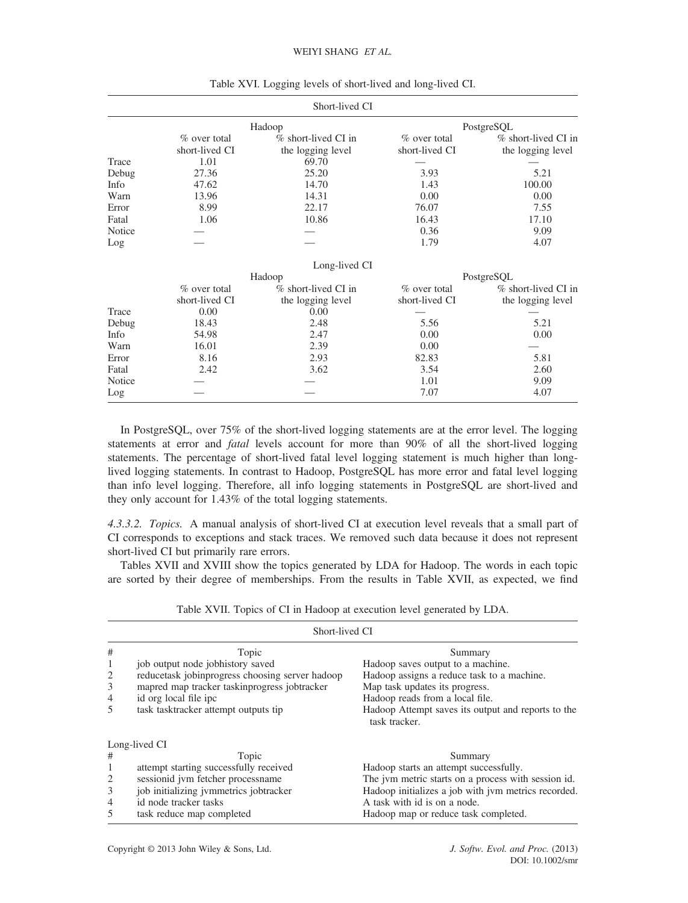Table XVI. Logging levels of short-lived and long-lived CI.

| Short-lived CI | | | | |
|---|---|---|---|---|
| | Hadoop | | PostgreSQL | |
| | % over total short-lived CI | % short-lived CI in the logging level | % over total short-lived CI | % short-lived CI in the logging level |
| Trace | 1.01 | 69.70 | — | — |
| Debug | 27.36 | 25.20 | 3.93 | 5.21 |
| Info | 47.62 | 14.70 | 1.43 | 100.00 |
| Warn | 13.96 | 14.31 | 0.00 | 0.00 |
| Error | 8.99 | 22.17 | 76.07 | 7.55 |
| Fatal | 1.06 | 10.86 | 16.43 | 17.10 |
| Notice | — | — | 0.36 | 9.09 |
| Log | — | — | 1.79 | 4.07 |
| **Long-lived CI** | | | | |
| | Hadoop | | PostgreSQL | |
| | % over total short-lived CI | % short-lived CI in the logging level | % over total short-lived CI | % short-lived CI in the logging level |
| Trace | 0.00 | 0.00 | — | — |
| Debug | 18.43 | 2.48 | 5.56 | 5.21 |
| Info | 54.98 | 2.47 | 0.00 | 0.00 |
| Warn | 16.01 | 2.39 | 0.00 | — |
| Error | 8.16 | 2.93 | 82.83 | 5.81 |
| Fatal | 2.42 | 3.62 | 3.54 | 2.60 |
| Notice | — | — | 1.01 | 9.09 |
| Log | — | — | 7.07 | 4.07 |

In PostgreSQL, over 75% of the short-lived logging statements are at the error level. The logging statements at error and *fatal* levels account for more than 90% of all the short-lived logging statements. The percentage of short-lived fatal level logging statement is much higher than long-lived logging statements. In contrast to Hadoop, PostgreSQL has more error and fatal level logging than info level logging. Therefore, all info logging statements in PostgreSQL are short-lived and they only account for 1.43% of the total logging statements.

*4.3.3.2. Topics.* A manual analysis of short-lived CI at execution level reveals that a small part of CI corresponds to exceptions and stack traces. We removed such data because it does not represent short-lived CI but primarily rare errors.

Tables XVII and XVIII show the topics generated by LDA for Hadoop. The words in each topic are sorted by their degree of memberships. From the results in Table XVII, as expected, we find

Table XVII. Topics of CI in Hadoop at execution level generated by LDA.

| Short-lived CI | | |
|---|---|---|
| # | Topic | Summary |
| 1 | job output node jobhistory saved | Hadoop saves output to a machine. |
| 2 | reducetask jobinprogress choosing server hadoop | Hadoop assigns a reduce task to a machine. |
| 3 | mapred map tracker taskinprogress jobtracker | Map task updates its progress. |
| 4 | id org local file ipc | Hadoop reads from a local file. |
| 5 | task tasktracker attempt outputs tip | Hadoop Attempt saves its output and reports to the task tracker. |
| **Long-lived CI** | | |
| # | Topic | Summary |
| 1 | attempt starting successfully received | Hadoop starts an attempt successfully. |
| 2 | sessionid jvm fetcher processname | The jvm metric starts on a process with session id. |
| 3 | job initializing jvmmetrics jobtracker | Hadoop initializes a job with jvm metrics recorded. |
| 4 | id node tracker tasks | A task with id is on a node. |
| 5 | task reduce map completed | Hadoop map or reduce task completed. |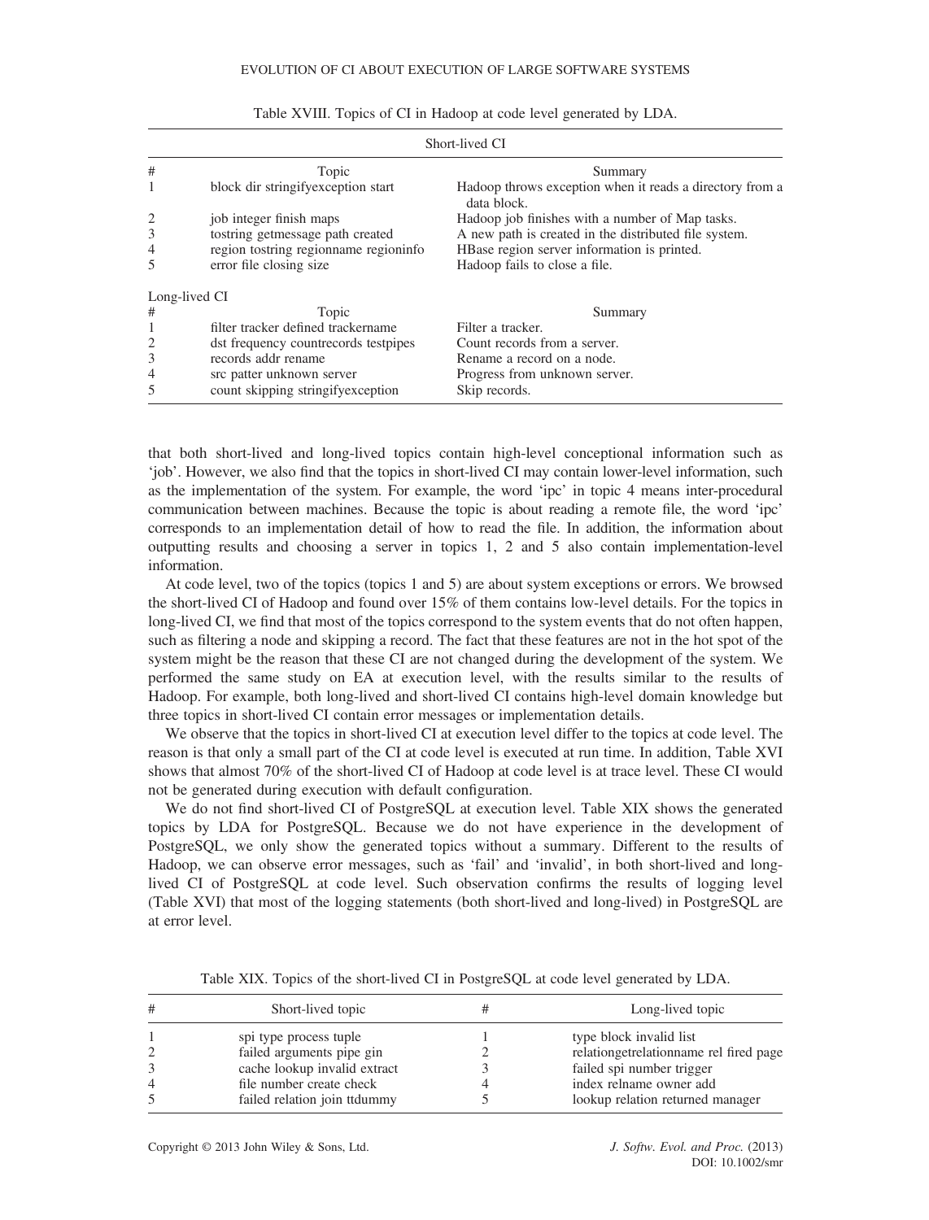Table XVIII. Topics of CI in Hadoop at code level generated by LDA.

| # | Topic | Summary |
|---|---|---|
| Short-lived CI | | |
| 1 | block dir stringifyexception start | Hadoop throws exception when it reads a directory from a data block. |
| 2 | job integer finish maps | Hadoop job finishes with a number of Map tasks. |
| 3 | tostring getmessage path created | A new path is created in the distributed file system. |
| 4 | region tostring regionname regioninfo | HBase region server information is printed. |
| 5 | error file closing size | Hadoop fails to close a file. |
| Long-lived CI | | |
| 1 | filter tracker defined trackername | Filter a tracker. |
| 2 | dst frequency countrecords testpipes | Count records from a server. |
| 3 | records addr rename | Rename a record on a node. |
| 4 | src patter unknown server | Progress from unknown server. |
| 5 | count skipping stringifyexception | Skip records. |

that both short-lived and long-lived topics contain high-level conceptional information such as 'job'. However, we also find that the topics in short-lived CI may contain lower-level information, such as the implementation of the system. For example, the word 'ipc' in topic 4 means inter-procedural communication between machines. Because the topic is about reading a remote file, the word 'ipc' corresponds to an implementation detail of how to read the file. In addition, the information about outputting results and choosing a server in topics 1, 2 and 5 also contain implementation-level information.

At code level, two of the topics (topics 1 and 5) are about system exceptions or errors. We browsed the short-lived CI of Hadoop and found over 15% of them contains low-level details. For the topics in long-lived CI, we find that most of the topics correspond to the system events that do not often happen, such as filtering a node and skipping a record. The fact that these features are not in the hot spot of the system might be the reason that these CI are not changed during the development of the system. We performed the same study on EA at execution level, with the results similar to the results of Hadoop. For example, both long-lived and short-lived CI contains high-level domain knowledge but three topics in short-lived CI contain error messages or implementation details.

We observe that the topics in short-lived CI at execution level differ to the topics at code level. The reason is that only a small part of the CI at code level is executed at run time. In addition, Table XVI shows that almost 70% of the short-lived CI of Hadoop at code level is at trace level. These CI would not be generated during execution with default configuration.

We do not find short-lived CI of PostgreSQL at execution level. Table XIX shows the generated topics by LDA for PostgreSQL. Because we do not have experience in the development of PostgreSQL, we only show the generated topics without a summary. Different to the results of Hadoop, we can observe error messages, such as 'fail' and 'invalid', in both short-lived and long-lived CI of PostgreSQL at code level. Such observation confirms the results of logging level (Table XVI) that most of the logging statements (both short-lived and long-lived) in PostgreSQL are at error level.

Table XIX. Topics of the short-lived CI in PostgreSQL at code level generated by LDA.

| # | Short-lived topic | # | Long-lived topic |
|---|---|---|---|
| 1 | spi type process tuple | 1 | type block invalid list |
| 2 | failed arguments pipe gin | 2 | relationgetrelationname rel fired page |
| 3 | cache lookup invalid extract | 3 | failed spi number trigger |
| 4 | file number create check | 4 | index relname owner add |
| 5 | failed relation join ttdummy | 5 | lookup relation returned manager |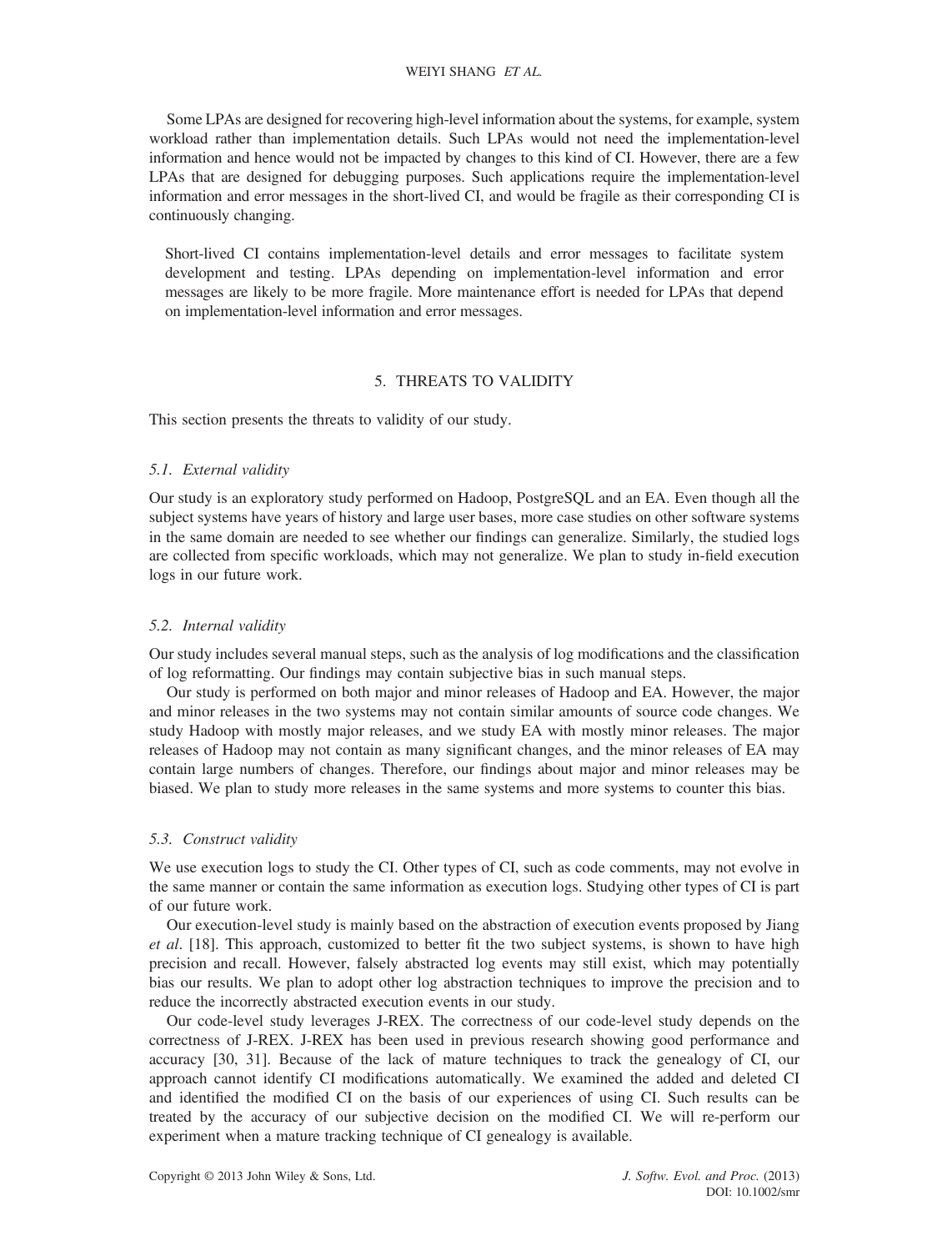Some LPAs are designed for recovering high-level information about the systems, for example, system workload rather than implementation details. Such LPAs would not need the implementation-level information and hence would not be impacted by changes to this kind of CI. However, there are a few LPAs that are designed for debugging purposes. Such applications require the implementation-level information and error messages in the short-lived CI, and would be fragile as their corresponding CI is continuously changing.

> Short-lived CI contains implementation-level details and error messages to facilitate system development and testing. LPAs depending on implementation-level information and error messages are likely to be more fragile. More maintenance effort is needed for LPAs that depend on implementation-level information and error messages.

## 5. THREATS TO VALIDITY

This section presents the threats to validity of our study.

### 5.1. *External validity*

Our study is an exploratory study performed on Hadoop, PostgreSQL and an EA. Even though all the subject systems have years of history and large user bases, more case studies on other software systems in the same domain are needed to see whether our findings can generalize. Similarly, the studied logs are collected from specific workloads, which may not generalize. We plan to study in-field execution logs in our future work.

### 5.2. *Internal validity*

Our study includes several manual steps, such as the analysis of log modifications and the classification of log reformatting. Our findings may contain subjective bias in such manual steps.

Our study is performed on both major and minor releases of Hadoop and EA. However, the major and minor releases in the two systems may not contain similar amounts of source code changes. We study Hadoop with mostly major releases, and we study EA with mostly minor releases. The major releases of Hadoop may not contain as many significant changes, and the minor releases of EA may contain large numbers of changes. Therefore, our findings about major and minor releases may be biased. We plan to study more releases in the same systems and more systems to counter this bias.

### 5.3. *Construct validity*

We use execution logs to study the CI. Other types of CI, such as code comments, may not evolve in the same manner or contain the same information as execution logs. Studying other types of CI is part of our future work.

Our execution-level study is mainly based on the abstraction of execution events proposed by Jiang *et al*. [18]. This approach, customized to better fit the two subject systems, is shown to have high precision and recall. However, falsely abstracted log events may still exist, which may potentially bias our results. We plan to adopt other log abstraction techniques to improve the precision and to reduce the incorrectly abstracted execution events in our study.

Our code-level study leverages J-REX. The correctness of our code-level study depends on the correctness of J-REX. J-REX has been used in previous research showing good performance and accuracy [30, 31]. Because of the lack of mature techniques to track the genealogy of CI, our approach cannot identify CI modifications automatically. We examined the added and deleted CI and identified the modified CI on the basis of our experiences of using CI. Such results can be treated by the accuracy of our subjective decision on the modified CI. We will re-perform our experiment when a mature tracking technique of CI genealogy is available.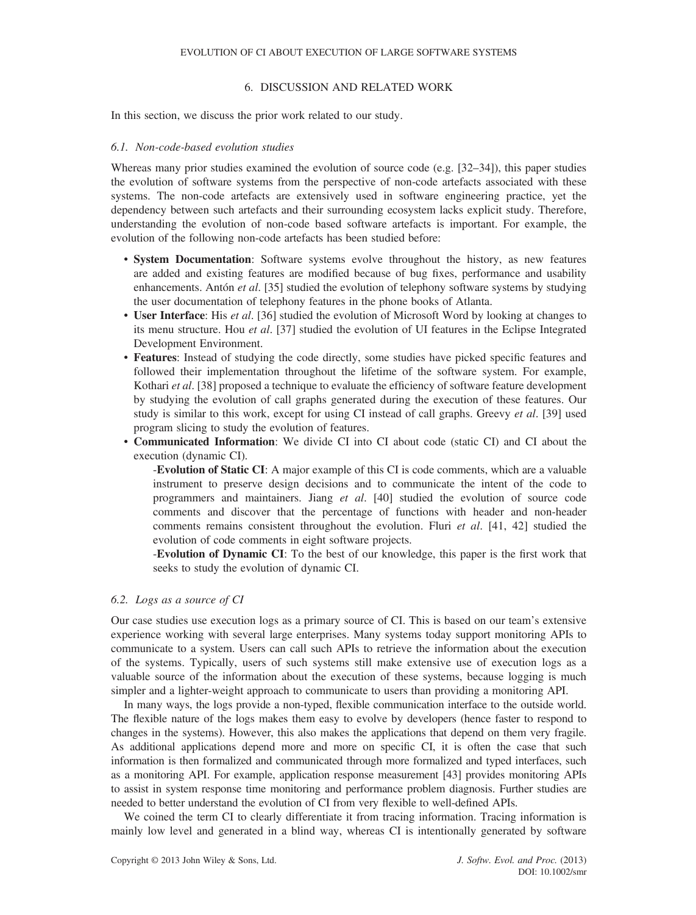## 6. DISCUSSION AND RELATED WORK

In this section, we discuss the prior work related to our study.

### 6.1. Non-code-based evolution studies

Whereas many prior studies examined the evolution of source code (e.g. [32–34]), this paper studies the evolution of software systems from the perspective of non-code artefacts associated with these systems. The non-code artefacts are extensively used in software engineering practice, yet the dependency between such artefacts and their surrounding ecosystem lacks explicit study. Therefore, understanding the evolution of non-code based software artefacts is important. For example, the evolution of the following non-code artefacts has been studied before:

- **System Documentation**: Software systems evolve throughout the history, as new features are added and existing features are modified because of bug fixes, performance and usability enhancements. Antón *et al*. [35] studied the evolution of telephony software systems by studying the user documentation of telephony features in the phone books of Atlanta.
- **User Interface**: His *et al*. [36] studied the evolution of Microsoft Word by looking at changes to its menu structure. Hou *et al*. [37] studied the evolution of UI features in the Eclipse Integrated Development Environment.
- **Features**: Instead of studying the code directly, some studies have picked specific features and followed their implementation throughout the lifetime of the software system. For example, Kothari *et al*. [38] proposed a technique to evaluate the efficiency of software feature development by studying the evolution of call graphs generated during the execution of these features. Our study is similar to this work, except for using CI instead of call graphs. Greevy *et al*. [39] used program slicing to study the evolution of features.
- **Communicated Information**: We divide CI into CI about code (static CI) and CI about the execution (dynamic CI).

  -**Evolution of Static CI**: A major example of this CI is code comments, which are a valuable instrument to preserve design decisions and to communicate the intent of the code to programmers and maintainers. Jiang *et al*. [40] studied the evolution of source code comments and discover that the percentage of functions with header and non-header comments remains consistent throughout the evolution. Fluri *et al*. [41, 42] studied the evolution of code comments in eight software projects.

  -**Evolution of Dynamic CI**: To the best of our knowledge, this paper is the first work that seeks to study the evolution of dynamic CI.

### 6.2. Logs as a source of CI

Our case studies use execution logs as a primary source of CI. This is based on our team's extensive experience working with several large enterprises. Many systems today support monitoring APIs to communicate to a system. Users can call such APIs to retrieve the information about the execution of the systems. Typically, users of such systems still make extensive use of execution logs as a valuable source of the information about the execution of these systems, because logging is much simpler and a lighter-weight approach to communicate to users than providing a monitoring API.

In many ways, the logs provide a non-typed, flexible communication interface to the outside world. The flexible nature of the logs makes them easy to evolve by developers (hence faster to respond to changes in the systems). However, this also makes the applications that depend on them very fragile. As additional applications depend more and more on specific CI, it is often the case that such information is then formalized and communicated through more formalized and typed interfaces, such as a monitoring API. For example, application response measurement [43] provides monitoring APIs to assist in system response time monitoring and performance problem diagnosis. Further studies are needed to better understand the evolution of CI from very flexible to well-defined APIs.

We coined the term CI to clearly differentiate it from tracing information. Tracing information is mainly low level and generated in a blind way, whereas CI is intentionally generated by software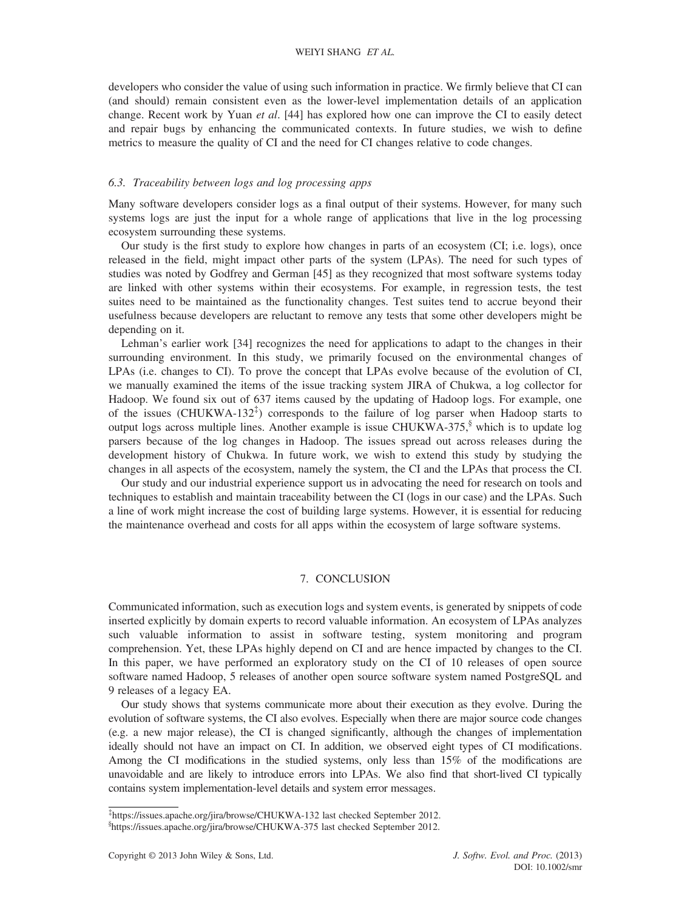developers who consider the value of using such information in practice. We firmly believe that CI can (and should) remain consistent even as the lower-level implementation details of an application change. Recent work by Yuan *et al*. [44] has explored how one can improve the CI to easily detect and repair bugs by enhancing the communicated contexts. In future studies, we wish to define metrics to measure the quality of CI and the need for CI changes relative to code changes.

### 6.3. *Traceability between logs and log processing apps*

Many software developers consider logs as a final output of their systems. However, for many such systems logs are just the input for a whole range of applications that live in the log processing ecosystem surrounding these systems.

Our study is the first study to explore how changes in parts of an ecosystem (CI; i.e. logs), once released in the field, might impact other parts of the system (LPAs). The need for such types of studies was noted by Godfrey and German [45] as they recognized that most software systems today are linked with other systems within their ecosystems. For example, in regression tests, the test suites need to be maintained as the functionality changes. Test suites tend to accrue beyond their usefulness because developers are reluctant to remove any tests that some other developers might be depending on it.

Lehman's earlier work [34] recognizes the need for applications to adapt to the changes in their surrounding environment. In this study, we primarily focused on the environmental changes of LPAs (i.e. changes to CI). To prove the concept that LPAs evolve because of the evolution of CI, we manually examined the items of the issue tracking system JIRA of Chukwa, a log collector for Hadoop. We found six out of 637 items caused by the updating of Hadoop logs. For example, one of the issues (CHUKWA-132[‡]) corresponds to the failure of log parser when Hadoop starts to output logs across multiple lines. Another example is issue CHUKWA-375,[§] which is to update log parsers because of the log changes in Hadoop. The issues spread out across releases during the development history of Chukwa. In future work, we wish to extend this study by studying the changes in all aspects of the ecosystem, namely the system, the CI and the LPAs that process the CI.

Our study and our industrial experience support us in advocating the need for research on tools and techniques to establish and maintain traceability between the CI (logs in our case) and the LPAs. Such a line of work might increase the cost of building large systems. However, it is essential for reducing the maintenance overhead and costs for all apps within the ecosystem of large software systems.

## 7. CONCLUSION

Communicated information, such as execution logs and system events, is generated by snippets of code inserted explicitly by domain experts to record valuable information. An ecosystem of LPAs analyzes such valuable information to assist in software testing, system monitoring and program comprehension. Yet, these LPAs highly depend on CI and are hence impacted by changes to the CI. In this paper, we have performed an exploratory study on the CI of 10 releases of open source software named Hadoop, 5 releases of another open source software system named PostgreSQL and 9 releases of a legacy EA.

Our study shows that systems communicate more about their execution as they evolve. During the evolution of software systems, the CI also evolves. Especially when there are major source code changes (e.g. a new major release), the CI is changed significantly, although the changes of implementation ideally should not have an impact on CI. In addition, we observed eight types of CI modifications. Among the CI modifications in the studied systems, only less than 15% of the modifications are unavoidable and are likely to introduce errors into LPAs. We also find that short-lived CI typically contains system implementation-level details and system error messages.

---

[‡]https://issues.apache.org/jira/browse/CHUKWA-132 last checked September 2012.
[§]https://issues.apache.org/jira/browse/CHUKWA-375 last checked September 2012.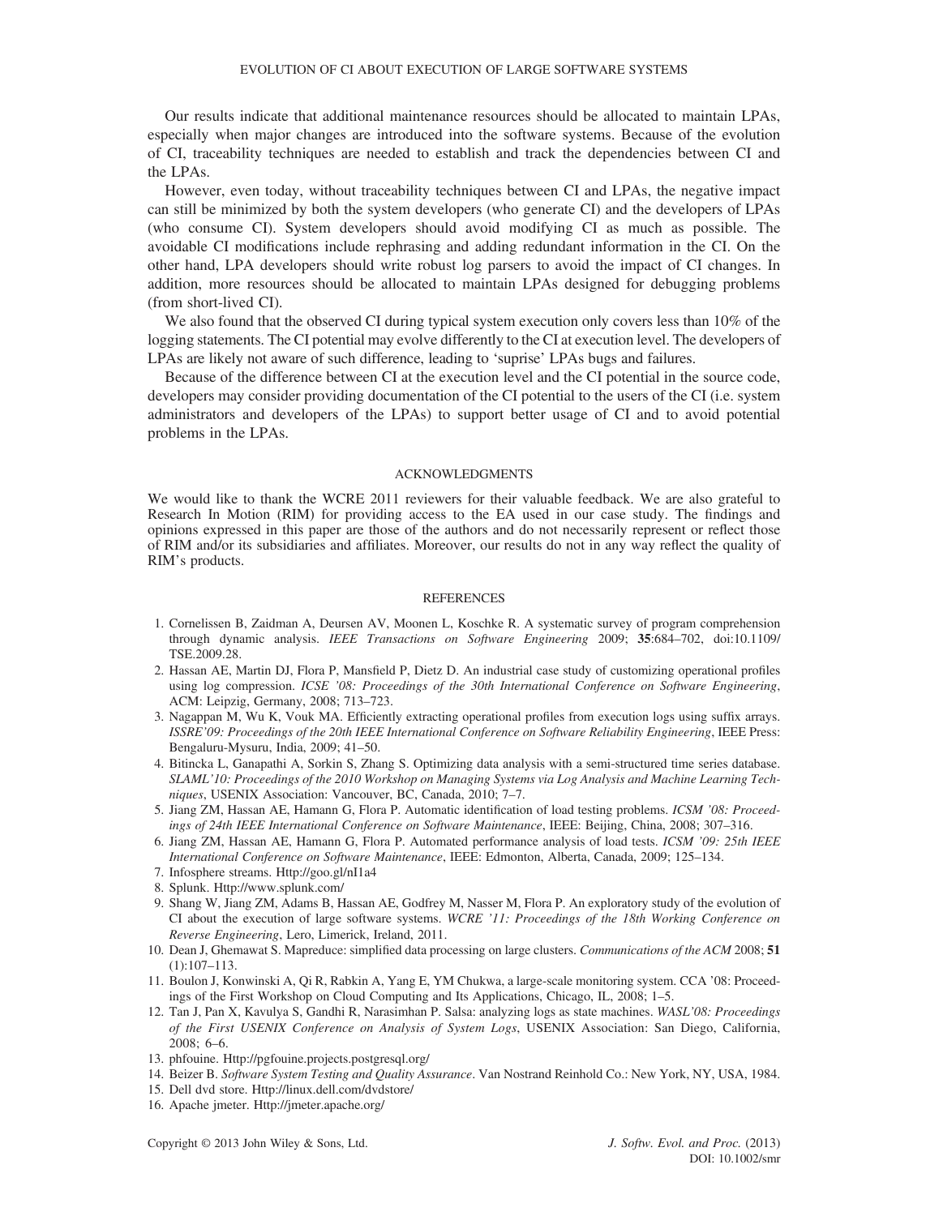Our results indicate that additional maintenance resources should be allocated to maintain LPAs, especially when major changes are introduced into the software systems. Because of the evolution of CI, traceability techniques are needed to establish and track the dependencies between CI and the LPAs.

However, even today, without traceability techniques between CI and LPAs, the negative impact can still be minimized by both the system developers (who generate CI) and the developers of LPAs (who consume CI). System developers should avoid modifying CI as much as possible. The avoidable CI modifications include rephrasing and adding redundant information in the CI. On the other hand, LPA developers should write robust log parsers to avoid the impact of CI changes. In addition, more resources should be allocated to maintain LPAs designed for debugging problems (from short-lived CI).

We also found that the observed CI during typical system execution only covers less than 10% of the logging statements. The CI potential may evolve differently to the CI at execution level. The developers of LPAs are likely not aware of such difference, leading to 'suprise' LPAs bugs and failures.

Because of the difference between CI at the execution level and the CI potential in the source code, developers may consider providing documentation of the CI potential to the users of the CI (i.e. system administrators and developers of the LPAs) to support better usage of CI and to avoid potential problems in the LPAs.

## ACKNOWLEDGMENTS

We would like to thank the WCRE 2011 reviewers for their valuable feedback. We are also grateful to Research In Motion (RIM) for providing access to the EA used in our case study. The findings and opinions expressed in this paper are those of the authors and do not necessarily represent or reflect those of RIM and/or its subsidiaries and affiliates. Moreover, our results do not in any way reflect the quality of RIM's products.

## REFERENCES

1. Cornelissen B, Zaidman A, Deursen AV, Moonen L, Koschke R. A systematic survey of program comprehension through dynamic analysis. *IEEE Transactions on Software Engineering* 2009; **35**:684–702, doi:10.1109/TSE.2009.28.
2. Hassan AE, Martin DJ, Flora P, Mansfield P, Dietz D. An industrial case study of customizing operational profiles using log compression. *ICSE '08: Proceedings of the 30th International Conference on Software Engineering*, ACM: Leipzig, Germany, 2008; 713–723.
3. Nagappan M, Wu K, Vouk MA. Efficiently extracting operational profiles from execution logs using suffix arrays. *ISSRE'09: Proceedings of the 20th IEEE International Conference on Software Reliability Engineering*, IEEE Press: Bengaluru-Mysuru, India, 2009; 41–50.
4. Bitincka L, Ganapathi A, Sorkin S, Zhang S. Optimizing data analysis with a semi-structured time series database. *SLAML'10: Proceedings of the 2010 Workshop on Managing Systems via Log Analysis and Machine Learning Techniques*, USENIX Association: Vancouver, BC, Canada, 2010; 7–7.
5. Jiang ZM, Hassan AE, Hamann G, Flora P. Automatic identification of load testing problems. *ICSM '08: Proceedings of 24th IEEE International Conference on Software Maintenance*, IEEE: Beijing, China, 2008; 307–316.
6. Jiang ZM, Hassan AE, Hamann G, Flora P. Automated performance analysis of load tests. *ICSM '09: 25th IEEE International Conference on Software Maintenance*, IEEE: Edmonton, Alberta, Canada, 2009; 125–134.
7. Infosphere streams. Http://goo.gl/nI1a4
8. Splunk. Http://www.splunk.com/
9. Shang W, Jiang ZM, Adams B, Hassan AE, Godfrey M, Nasser M, Flora P. An exploratory study of the evolution of CI about the execution of large software systems. *WCRE '11: Proceedings of the 18th Working Conference on Reverse Engineering*, Lero, Limerick, Ireland, 2011.
10. Dean J, Ghemawat S. Mapreduce: simplified data processing on large clusters. *Communications of the ACM* 2008; **51** (1):107–113.
11. Boulon J, Konwinski A, Qi R, Rabkin A, Yang E, YM Chukwa, a large-scale monitoring system. CCA '08: Proceedings of the First Workshop on Cloud Computing and Its Applications, Chicago, IL, 2008; 1–5.
12. Tan J, Pan X, Kavulya S, Gandhi R, Narasimhan P. Salsa: analyzing logs as state machines. *WASL'08: Proceedings of the First USENIX Conference on Analysis of System Logs*, USENIX Association: San Diego, California, 2008; 6–6.
13. phfouine. Http://pgfouine.projects.postgresql.org/
14. Beizer B. *Software System Testing and Quality Assurance*. Van Nostrand Reinhold Co.: New York, NY, USA, 1984.
15. Dell dvd store. Http://linux.dell.com/dvdstore/
16. Apache jmeter. Http://jmeter.apache.org/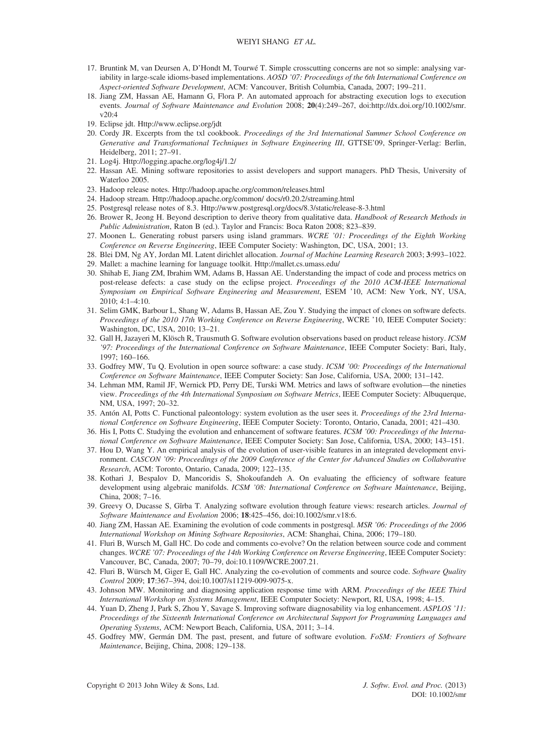17. Bruntink M, van Deursen A, D'Hondt M, Tourwé T. Simple crosscutting concerns are not so simple: analysing variability in large-scale idioms-based implementations. *AOSD '07: Proceedings of the 6th International Conference on Aspect-oriented Software Development*, ACM: Vancouver, British Columbia, Canada, 2007; 199–211.
18. Jiang ZM, Hassan AE, Hamann G, Flora P. An automated approach for abstracting execution logs to execution events. *Journal of Software Maintenance and Evolution* 2008; **20**(4):249–267, doi:http://dx.doi.org/10.1002/smr.v20:4
19. Eclipse jdt. Http://www.eclipse.org/jdt
20. Cordy JR. Excerpts from the txl cookbook. *Proceedings of the 3rd International Summer School Conference on Generative and Transformational Techniques in Software Engineering III*, GTTSE'09, Springer-Verlag: Berlin, Heidelberg, 2011; 27–91.
21. Log4j. Http://logging.apache.org/log4j/1.2/
22. Hassan AE. Mining software repositories to assist developers and support managers. PhD Thesis, University of Waterloo 2005.
23. Hadoop release notes. Http://hadoop.apache.org/common/releases.html
24. Hadoop stream. Http://hadoop.apache.org/common/ docs/r0.20.2/streaming.html
25. Postgresql release notes of 8.3. Http://www.postgresql.org/docs/8.3/static/release-8-3.html
26. Brower R, Jeong H. Beyond description to derive theory from qualitative data. *Handbook of Research Methods in Public Administration*, Raton B (ed.). Taylor and Francis: Boca Raton 2008; 823–839.
27. Moonen L. Generating robust parsers using island grammars. *WCRE '01: Proceedings of the Eighth Working Conference on Reverse Engineering*, IEEE Computer Society: Washington, DC, USA, 2001; 13.
28. Blei DM, Ng AY, Jordan MI. Latent dirichlet allocation. *Journal of Machine Learning Research* 2003; **3**:993–1022.
29. Mallet: a machine learning for language toolkit. Http://mallet.cs.umass.edu/
30. Shihab E, Jiang ZM, Ibrahim WM, Adams B, Hassan AE. Understanding the impact of code and process metrics on post-release defects: a case study on the eclipse project. *Proceedings of the 2010 ACM-IEEE International Symposium on Empirical Software Engineering and Measurement*, ESEM '10, ACM: New York, NY, USA, 2010; 4:1–4:10.
31. Selim GMK, Barbour L, Shang W, Adams B, Hassan AE, Zou Y. Studying the impact of clones on software defects. *Proceedings of the 2010 17th Working Conference on Reverse Engineering*, WCRE '10, IEEE Computer Society: Washington, DC, USA, 2010; 13–21.
32. Gall H, Jazayeri M, Klösch R, Trausmuth G. Software evolution observations based on product release history. *ICSM '97: Proceedings of the International Conference on Software Maintenance*, IEEE Computer Society: Bari, Italy, 1997; 160–166.
33. Godfrey MW, Tu Q. Evolution in open source software: a case study. *ICSM '00: Proceedings of the International Conference on Software Maintenance*, IEEE Computer Society: San Jose, California, USA, 2000; 131–142.
34. Lehman MM, Ramil JF, Wernick PD, Perry DE, Turski WM. Metrics and laws of software evolution—the nineties view. *Proceedings of the 4th International Symposium on Software Metrics*, IEEE Computer Society: Albuquerque, NM, USA, 1997; 20–32.
35. Antón AI, Potts C. Functional paleontology: system evolution as the user sees it. *Proceedings of the 23rd International Conference on Software Engineering*, IEEE Computer Society: Toronto, Ontario, Canada, 2001; 421–430.
36. His I, Potts C. Studying the evolution and enhancement of software features. *ICSM '00: Proceedings of the International Conference on Software Maintenance*, IEEE Computer Society: San Jose, California, USA, 2000; 143–151.
37. Hou D, Wang Y. An empirical analysis of the evolution of user-visible features in an integrated development environment. *CASCON '09: Proceedings of the 2009 Conference of the Center for Advanced Studies on Collaborative Research*, ACM: Toronto, Ontario, Canada, 2009; 122–135.
38. Kothari J, Bespalov D, Mancoridis S, Shokoufandeh A. On evaluating the efficiency of software feature development using algebraic manifolds. *ICSM '08: International Conference on Software Maintenance*, Beijing, China, 2008; 7–16.
39. Greevy O, Ducasse S, Gîrba T. Analyzing software evolution through feature views: research articles. *Journal of Software Maintenance and Evolution* 2006; **18**:425–456, doi:10.1002/smr.v18:6.
40. Jiang ZM, Hassan AE. Examining the evolution of code comments in postgresql. *MSR '06: Proceedings of the 2006 International Workshop on Mining Software Repositories*, ACM: Shanghai, China, 2006; 179–180.
41. Fluri B, Wursch M, Gall HC. Do code and comments co-evolve? On the relation between source code and comment changes. *WCRE '07: Proceedings of the 14th Working Conference on Reverse Engineering*, IEEE Computer Society: Vancouver, BC, Canada, 2007; 70–79, doi:10.1109/WCRE.2007.21.
42. Fluri B, Würsch M, Giger E, Gall HC. Analyzing the co-evolution of comments and source code. *Software Quality Control* 2009; **17**:367–394, doi:10.1007/s11219-009-9075-x.
43. Johnson MW. Monitoring and diagnosing application response time with ARM. *Proceedings of the IEEE Third International Workshop on Systems Management*, IEEE Computer Society: Newport, RI, USA, 1998; 4–15.
44. Yuan D, Zheng J, Park S, Zhou Y, Savage S. Improving software diagnosability via log enhancement. *ASPLOS '11: Proceedings of the Sixteenth International Conference on Architectural Support for Programming Languages and Operating Systems*, ACM: Newport Beach, California, USA, 2011; 3–14.
45. Godfrey MW, Germán DM. The past, present, and future of software evolution. *FoSM: Frontiers of Software Maintenance*, Beijing, China, 2008; 129–138.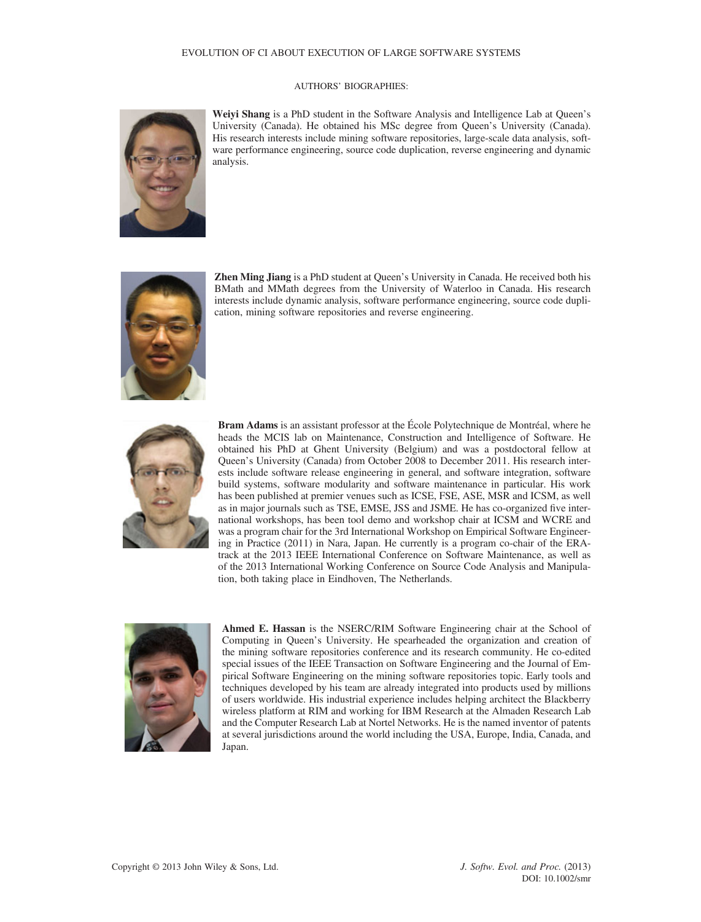AUTHORS' BIOGRAPHIES:

**Weiyi Shang** is a PhD student in the Software Analysis and Intelligence Lab at Queen's University (Canada). He obtained his MSc degree from Queen's University (Canada). His research interests include mining software repositories, large-scale data analysis, software performance engineering, source code duplication, reverse engineering and dynamic analysis.

**Zhen Ming Jiang** is a PhD student at Queen's University in Canada. He received both his BMath and MMath degrees from the University of Waterloo in Canada. His research interests include dynamic analysis, software performance engineering, source code duplication, mining software repositories and reverse engineering.

**Bram Adams** is an assistant professor at the École Polytechnique de Montréal, where he heads the MCIS lab on Maintenance, Construction and Intelligence of Software. He obtained his PhD at Ghent University (Belgium) and was a postdoctoral fellow at Queen's University (Canada) from October 2008 to December 2011. His research interests include software release engineering in general, and software integration, software build systems, software modularity and software maintenance in particular. His work has been published at premier venues such as ICSE, FSE, ASE, MSR and ICSM, as well as in major journals such as TSE, EMSE, JSS and JSME. He has co-organized five international workshops, has been tool demo and workshop chair at ICSM and WCRE and was a program chair for the 3rd International Workshop on Empirical Software Engineering in Practice (2011) in Nara, Japan. He currently is a program co-chair of the ERA-track at the 2013 IEEE International Conference on Software Maintenance, as well as of the 2013 International Working Conference on Source Code Analysis and Manipulation, both taking place in Eindhoven, The Netherlands.

**Ahmed E. Hassan** is the NSERC/RIM Software Engineering chair at the School of Computing in Queen's University. He spearheaded the organization and creation of the mining software repositories conference and its research community. He co-edited special issues of the IEEE Transaction on Software Engineering and the Journal of Empirical Software Engineering on the mining software repositories topic. Early tools and techniques developed by his team are already integrated into products used by millions of users worldwide. His industrial experience includes helping architect the Blackberry wireless platform at RIM and working for IBM Research at the Almaden Research Lab and the Computer Research Lab at Nortel Networks. He is the named inventor of patents at several jurisdictions around the world including the USA, Europe, India, Canada, and Japan.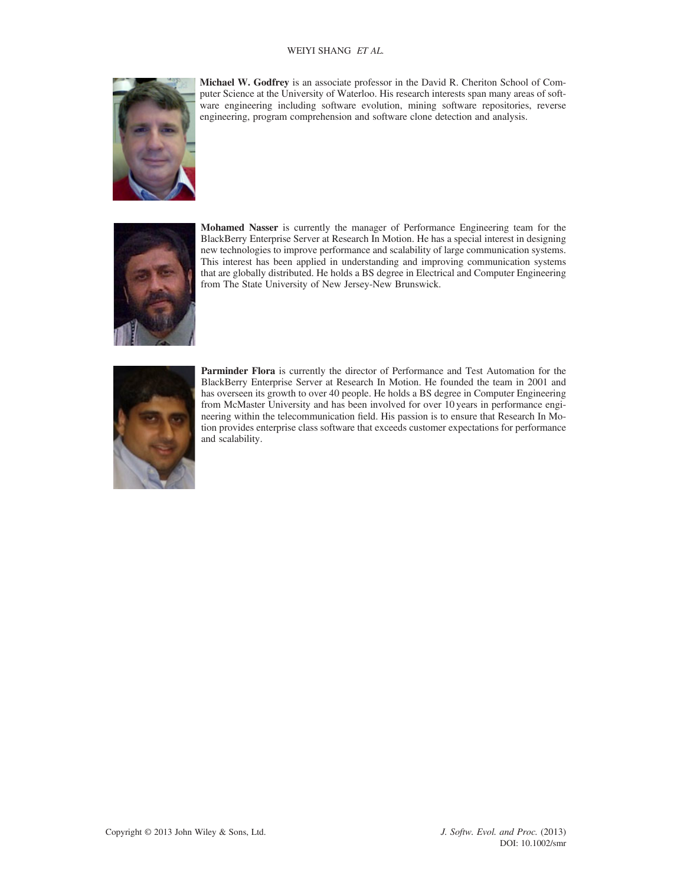**Michael W. Godfrey** is an associate professor in the David R. Cheriton School of Computer Science at the University of Waterloo. His research interests span many areas of software engineering including software evolution, mining software repositories, reverse engineering, program comprehension and software clone detection and analysis.

**Mohamed Nasser** is currently the manager of Performance Engineering team for the BlackBerry Enterprise Server at Research In Motion. He has a special interest in designing new technologies to improve performance and scalability of large communication systems. This interest has been applied in understanding and improving communication systems that are globally distributed. He holds a BS degree in Electrical and Computer Engineering from The State University of New Jersey-New Brunswick.

**Parminder Flora** is currently the director of Performance and Test Automation for the BlackBerry Enterprise Server at Research In Motion. He founded the team in 2001 and has overseen its growth to over 40 people. He holds a BS degree in Computer Engineering from McMaster University and has been involved for over 10 years in performance engineering within the telecommunication field. His passion is to ensure that Research In Motion provides enterprise class software that exceeds customer expectations for performance and scalability.